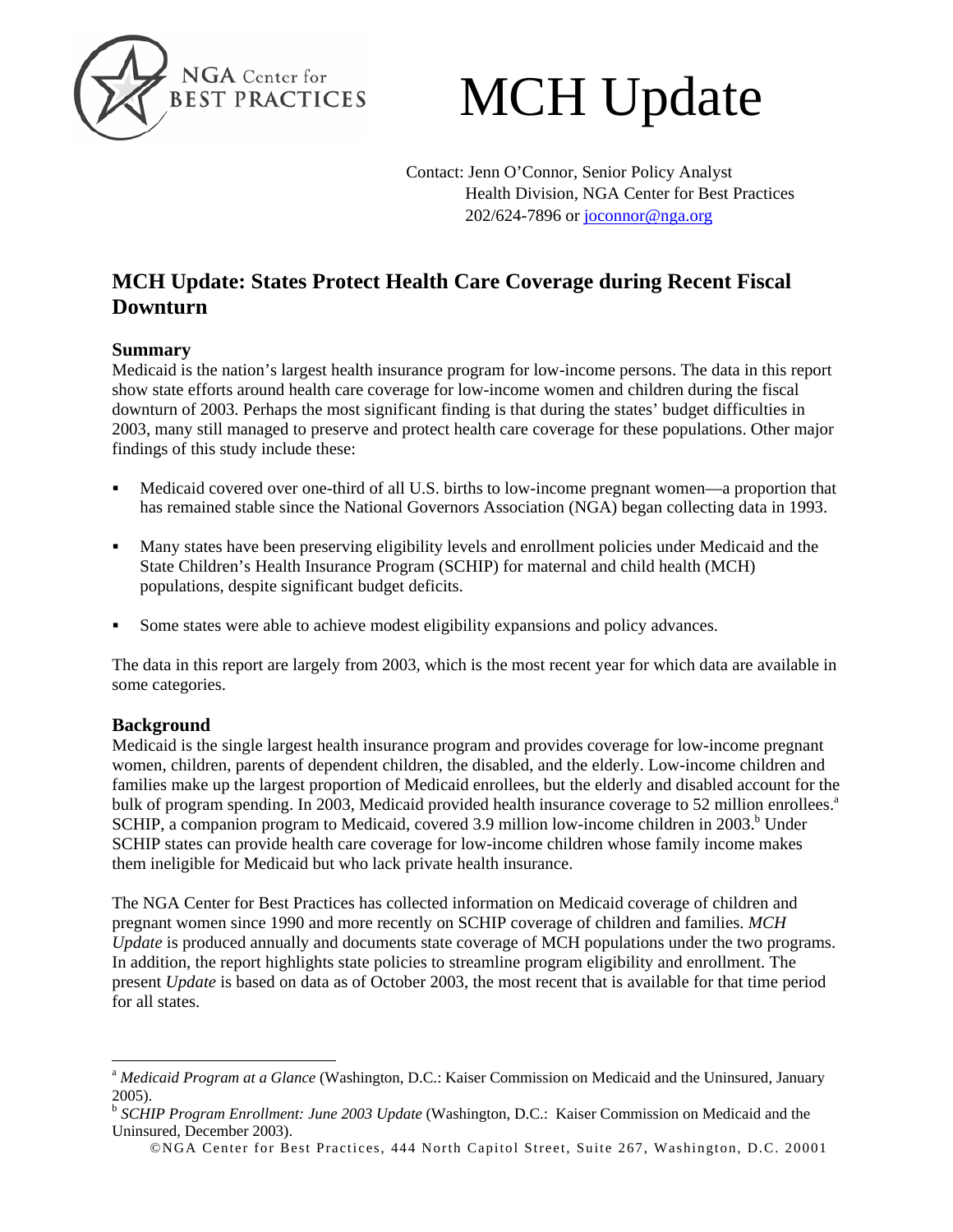# MCH Update

Contact: Jenn O'Connor, Senior Policy Analyst
Health Division, NGA Center for Best Practices
202/624-7896 or joconnor@nga.org

## MCH Update: States Protect Health Care Coverage during Recent Fiscal Downturn

### Summary

Medicaid is the nation's largest health insurance program for low-income persons. The data in this report show state efforts around health care coverage for low-income women and children during the fiscal downturn of 2003. Perhaps the most significant finding is that during the states' budget difficulties in 2003, many still managed to preserve and protect health care coverage for these populations. Other major findings of this study include these:

- Medicaid covered over one-third of all U.S. births to low-income pregnant women—a proportion that has remained stable since the National Governors Association (NGA) began collecting data in 1993.
- Many states have been preserving eligibility levels and enrollment policies under Medicaid and the State Children's Health Insurance Program (SCHIP) for maternal and child health (MCH) populations, despite significant budget deficits.
- Some states were able to achieve modest eligibility expansions and policy advances.

The data in this report are largely from 2003, which is the most recent year for which data are available in some categories.

### Background

Medicaid is the single largest health insurance program and provides coverage for low-income pregnant women, children, parents of dependent children, the disabled, and the elderly. Low-income children and families make up the largest proportion of Medicaid enrollees, but the elderly and disabled account for the bulk of program spending. In 2003, Medicaid provided health insurance coverage to 52 million enrollees.[a] SCHIP, a companion program to Medicaid, covered 3.9 million low-income children in 2003.[b] Under SCHIP states can provide health care coverage for low-income children whose family income makes them ineligible for Medicaid but who lack private health insurance.

The NGA Center for Best Practices has collected information on Medicaid coverage of children and pregnant women since 1990 and more recently on SCHIP coverage of children and families. *MCH Update* is produced annually and documents state coverage of MCH populations under the two programs. In addition, the report highlights state policies to streamline program eligibility and enrollment. The present *Update* is based on data as of October 2003, the most recent that is available for that time period for all states.

---

[a] *Medicaid Program at a Glance* (Washington, D.C.: Kaiser Commission on Medicaid and the Uninsured, January 2005).

[b] *SCHIP Program Enrollment: June 2003 Update* (Washington, D.C.: Kaiser Commission on Medicaid and the Uninsured, December 2003).

©NGA Center for Best Practices, 444 North Capitol Street, Suite 267, Washington, D.C. 20001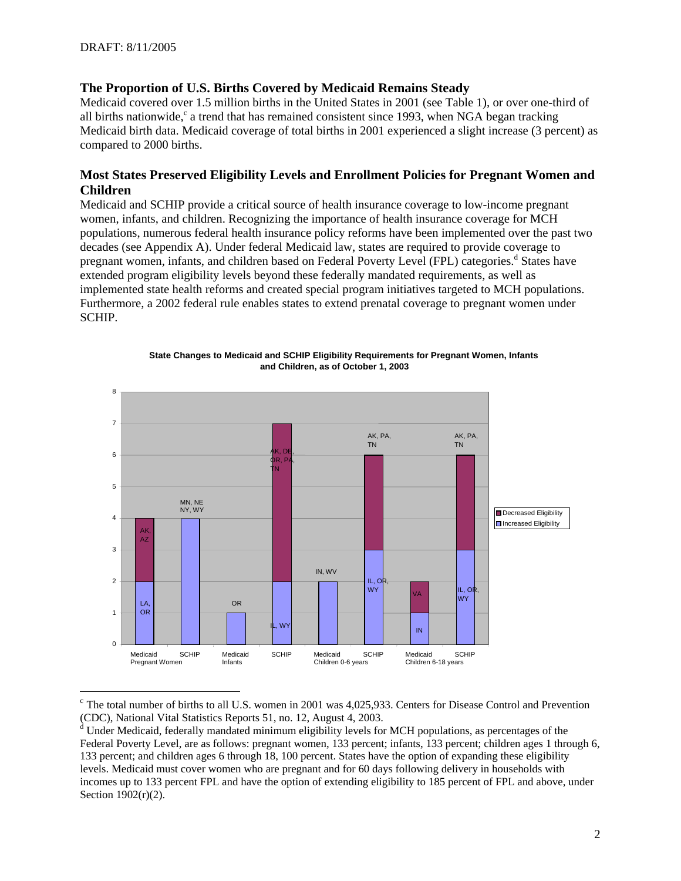## The Proportion of U.S. Births Covered by Medicaid Remains Steady

Medicaid covered over 1.5 million births in the United States in 2001 (see Table 1), or over one-third of all births nationwide,[c] a trend that has remained consistent since 1993, when NGA began tracking Medicaid birth data. Medicaid coverage of total births in 2001 experienced a slight increase (3 percent) as compared to 2000 births.

## Most States Preserved Eligibility Levels and Enrollment Policies for Pregnant Women and Children

Medicaid and SCHIP provide a critical source of health insurance coverage to low-income pregnant women, infants, and children. Recognizing the importance of health insurance coverage for MCH populations, numerous federal health insurance policy reforms have been implemented over the past two decades (see Appendix A). Under federal Medicaid law, states are required to provide coverage to pregnant women, infants, and children based on Federal Poverty Level (FPL) categories.[d] States have extended program eligibility levels beyond these federally mandated requirements, as well as implemented state health reforms and created special program initiatives targeted to MCH populations. Furthermore, a 2002 federal rule enables states to extend prenatal coverage to pregnant women under SCHIP.

**State Changes to Medicaid and SCHIP Eligibility Requirements for Pregnant Women, Infants and Children, as of October 1, 2003**

| Population | Program | Increased Eligibility | Decreased Eligibility |
|---|---|---|---|
| Pregnant Women | Medicaid | 2 (LA, OR) | 2 (AK, AZ) |
| Pregnant Women | SCHIP | 4 (MN, NE, NY, WY) | 0 |
| Infants | Medicaid | 1 (OR) | 0 |
| Infants | SCHIP | 2 (IL, WY) | 5 (AK, DE, OR, PA, TN) |
| Children 0-6 years | Medicaid | 2 (IN, WV) | 0 |
| Children 0-6 years | SCHIP | 3 (IL, OR, WY) | 3 (AK, PA, TN) |
| Children 6-18 years | Medicaid | 1 (IN) | 1 (VA) |
| Children 6-18 years | SCHIP | 3 (IL, OR, WY) | 3 (AK, PA, TN) |

---

[c] The total number of births to all U.S. women in 2001 was 4,025,933. Centers for Disease Control and Prevention (CDC), National Vital Statistics Reports 51, no. 12, August 4, 2003.

[d] Under Medicaid, federally mandated minimum eligibility levels for MCH populations, as percentages of the Federal Poverty Level, are as follows: pregnant women, 133 percent; infants, 133 percent; children ages 1 through 6, 133 percent; and children ages 6 through 18, 100 percent. States have the option of expanding these eligibility levels. Medicaid must cover women who are pregnant and for 60 days following delivery in households with incomes up to 133 percent FPL and have the option of extending eligibility to 185 percent of FPL and above, under Section 1902(r)(2).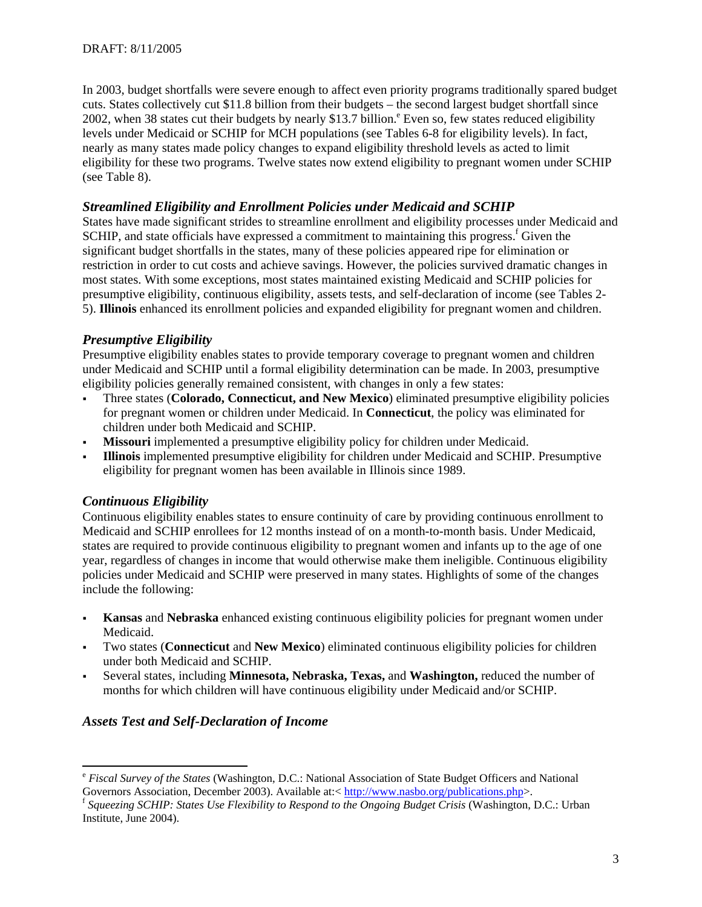In 2003, budget shortfalls were severe enough to affect even priority programs traditionally spared budget cuts. States collectively cut $11.8 billion from their budgets – the second largest budget shortfall since 2002, when 38 states cut their budgets by nearly $13.7 billion.[e] Even so, few states reduced eligibility levels under Medicaid or SCHIP for MCH populations (see Tables 6-8 for eligibility levels). In fact, nearly as many states made policy changes to expand eligibility threshold levels as acted to limit eligibility for these two programs. Twelve states now extend eligibility to pregnant women under SCHIP (see Table 8).

### *Streamlined Eligibility and Enrollment Policies under Medicaid and SCHIP*

States have made significant strides to streamline enrollment and eligibility processes under Medicaid and SCHIP, and state officials have expressed a commitment to maintaining this progress.[f] Given the significant budget shortfalls in the states, many of these policies appeared ripe for elimination or restriction in order to cut costs and achieve savings. However, the policies survived dramatic changes in most states. With some exceptions, most states maintained existing Medicaid and SCHIP policies for presumptive eligibility, continuous eligibility, assets tests, and self-declaration of income (see Tables 2-5). **Illinois** enhanced its enrollment policies and expanded eligibility for pregnant women and children.

### *Presumptive Eligibility*

Presumptive eligibility enables states to provide temporary coverage to pregnant women and children under Medicaid and SCHIP until a formal eligibility determination can be made. In 2003, presumptive eligibility policies generally remained consistent, with changes in only a few states:

- Three states (**Colorado, Connecticut, and New Mexico**) eliminated presumptive eligibility policies for pregnant women or children under Medicaid. In **Connecticut**, the policy was eliminated for children under both Medicaid and SCHIP.
- **Missouri** implemented a presumptive eligibility policy for children under Medicaid.
- **Illinois** implemented presumptive eligibility for children under Medicaid and SCHIP. Presumptive eligibility for pregnant women has been available in Illinois since 1989.

### *Continuous Eligibility*

Continuous eligibility enables states to ensure continuity of care by providing continuous enrollment to Medicaid and SCHIP enrollees for 12 months instead of on a month-to-month basis. Under Medicaid, states are required to provide continuous eligibility to pregnant women and infants up to the age of one year, regardless of changes in income that would otherwise make them ineligible. Continuous eligibility policies under Medicaid and SCHIP were preserved in many states. Highlights of some of the changes include the following:

- **Kansas** and **Nebraska** enhanced existing continuous eligibility policies for pregnant women under Medicaid.
- Two states (**Connecticut** and **New Mexico**) eliminated continuous eligibility policies for children under both Medicaid and SCHIP.
- Several states, including **Minnesota, Nebraska, Texas,** and **Washington,** reduced the number of months for which children will have continuous eligibility under Medicaid and/or SCHIP.

### *Assets Test and Self-Declaration of Income*

---

[e] *Fiscal Survey of the States* (Washington, D.C.: National Association of State Budget Officers and National Governors Association, December 2003). Available at:< http://www.nasbo.org/publications.php>.

[f] *Squeezing SCHIP: States Use Flexibility to Respond to the Ongoing Budget Crisis* (Washington, D.C.: Urban Institute, June 2004).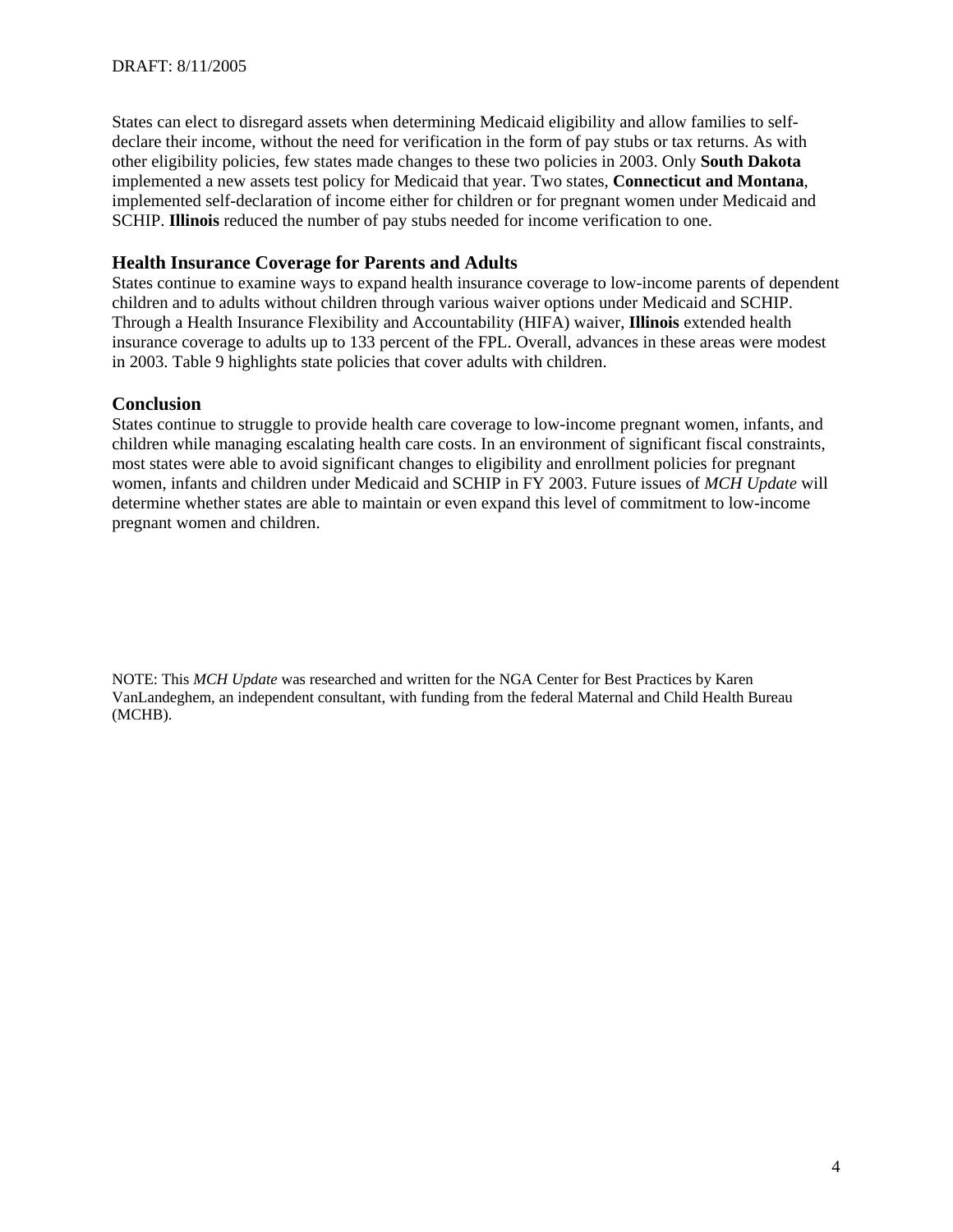States can elect to disregard assets when determining Medicaid eligibility and allow families to self-declare their income, without the need for verification in the form of pay stubs or tax returns. As with other eligibility policies, few states made changes to these two policies in 2003. Only **South Dakota** implemented a new assets test policy for Medicaid that year. Two states, **Connecticut and Montana**, implemented self-declaration of income either for children or for pregnant women under Medicaid and SCHIP. **Illinois** reduced the number of pay stubs needed for income verification to one.

## Health Insurance Coverage for Parents and Adults

States continue to examine ways to expand health insurance coverage to low-income parents of dependent children and to adults without children through various waiver options under Medicaid and SCHIP. Through a Health Insurance Flexibility and Accountability (HIFA) waiver, **Illinois** extended health insurance coverage to adults up to 133 percent of the FPL. Overall, advances in these areas were modest in 2003. Table 9 highlights state policies that cover adults with children.

## Conclusion

States continue to struggle to provide health care coverage to low-income pregnant women, infants, and children while managing escalating health care costs. In an environment of significant fiscal constraints, most states were able to avoid significant changes to eligibility and enrollment policies for pregnant women, infants and children under Medicaid and SCHIP in FY 2003. Future issues of *MCH Update* will determine whether states are able to maintain or even expand this level of commitment to low-income pregnant women and children.

NOTE: This *MCH Update* was researched and written for the NGA Center for Best Practices by Karen VanLandeghem, an independent consultant, with funding from the federal Maternal and Child Health Bureau (MCHB).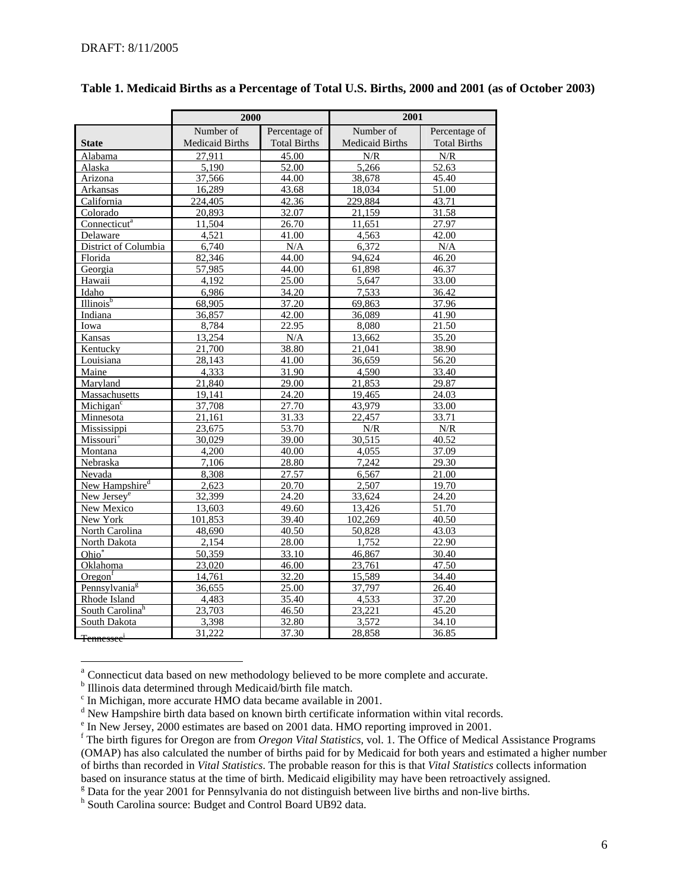DRAFT: 8/11/2005

**Table 1. Medicaid Births as a Percentage of Total U.S. Births, 2000 and 2001 (as of October 2003)**

| | 2000 | | 2001 | |
|---|---|---|---|---|
| State | Number of Medicaid Births | Percentage of Total Births | Number of Medicaid Births | Percentage of Total Births |
| Alabama | 27,911 | 45.00 | N/R | N/R |
| Alaska | 5,190 | 52.00 | 5,266 | 52.63 |
| Arizona | 37,566 | 44.00 | 38,678 | 45.40 |
| Arkansas | 16,289 | 43.68 | 18,034 | 51.00 |
| California | 224,405 | 42.36 | 229,884 | 43.71 |
| Colorado | 20,893 | 32.07 | 21,159 | 31.58 |
| Connecticut[a] | 11,504 | 26.70 | 11,651 | 27.97 |
| Delaware | 4,521 | 41.00 | 4,563 | 42.00 |
| District of Columbia | 6,740 | N/A | 6,372 | N/A |
| Florida | 82,346 | 44.00 | 94,624 | 46.20 |
| Georgia | 57,985 | 44.00 | 61,898 | 46.37 |
| Hawaii | 4,192 | 25.00 | 5,647 | 33.00 |
| Idaho | 6,986 | 34.20 | 7,533 | 36.42 |
| Illinois[b] | 68,905 | 37.20 | 69,863 | 37.96 |
| Indiana | 36,857 | 42.00 | 36,089 | 41.90 |
| Iowa | 8,784 | 22.95 | 8,080 | 21.50 |
| Kansas | 13,254 | N/A | 13,662 | 35.20 |
| Kentucky | 21,700 | 38.80 | 21,041 | 38.90 |
| Louisiana | 28,143 | 41.00 | 36,659 | 56.20 |
| Maine | 4,333 | 31.90 | 4,590 | 33.40 |
| Maryland | 21,840 | 29.00 | 21,853 | 29.87 |
| Massachusetts | 19,141 | 24.20 | 19,465 | 24.03 |
| Michigan[c] | 37,708 | 27.70 | 43,979 | 33.00 |
| Minnesota | 21,161 | 31.33 | 22,457 | 33.71 |
| Mississippi | 23,675 | 53.70 | N/R | N/R |
| Missouri[+] | 30,029 | 39.00 | 30,515 | 40.52 |
| Montana | 4,200 | 40.00 | 4,055 | 37.09 |
| Nebraska | 7,106 | 28.80 | 7,242 | 29.30 |
| Nevada | 8,308 | 27.57 | 6,567 | 21.00 |
| New Hampshire[d] | 2,623 | 20.70 | 2,507 | 19.70 |
| New Jersey[e] | 32,399 | 24.20 | 33,624 | 24.20 |
| New Mexico | 13,603 | 49.60 | 13,426 | 51.70 |
| New York | 101,853 | 39.40 | 102,269 | 40.50 |
| North Carolina | 48,690 | 40.50 | 50,828 | 43.03 |
| North Dakota | 2,154 | 28.00 | 1,752 | 22.90 |
| Ohio[*] | 50,359 | 33.10 | 46,867 | 30.40 |
| Oklahoma | 23,020 | 46.00 | 23,761 | 47.50 |
| Oregon[f] | 14,761 | 32.20 | 15,589 | 34.40 |
| Pennsylvania[g] | 36,655 | 25.00 | 37,797 | 26.40 |
| Rhode Island | 4,483 | 35.40 | 4,533 | 37.20 |
| South Carolina[h] | 23,703 | 46.50 | 23,221 | 45.20 |
| South Dakota | 3,398 | 32.80 | 3,572 | 34.10 |
| Tennessee[i] | 31,222 | 37.30 | 28,858 | 36.85 |

[a] Connecticut data based on new methodology believed to be more complete and accurate.

[b] Illinois data determined through Medicaid/birth file match.

[c] In Michigan, more accurate HMO data became available in 2001.

[d] New Hampshire birth data based on known birth certificate information within vital records.

[e] In New Jersey, 2000 estimates are based on 2001 data. HMO reporting improved in 2001.

[f] The birth figures for Oregon are from *Oregon Vital Statistics*, vol. 1. The Office of Medical Assistance Programs (OMAP) has also calculated the number of births paid for by Medicaid for both years and estimated a higher number of births than recorded in *Vital Statistics*. The probable reason for this is that *Vital Statistics* collects information based on insurance status at the time of birth. Medicaid eligibility may have been retroactively assigned.

[g] Data for the year 2001 for Pennsylvania do not distinguish between live births and non-live births.

[h] South Carolina source: Budget and Control Board UB92 data.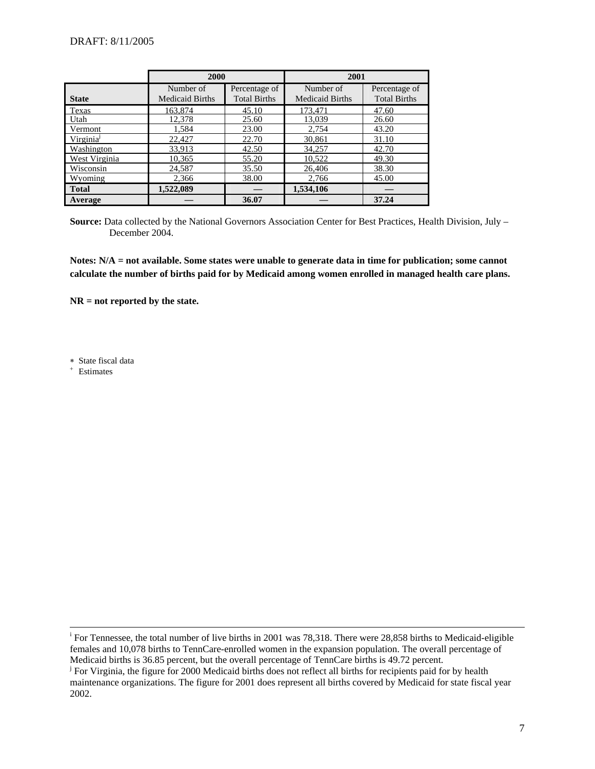DRAFT: 8/11/2005

| | 2000 | | 2001 | |
|---|---|---|---|---|
| **State** | Number of Medicaid Births | Percentage of Total Births | Number of Medicaid Births | Percentage of Total Births |
| Texas | 163,874 | 45.10 | 173,471 | 47.60 |
| Utah | 12,378 | 25.60 | 13,039 | 26.60 |
| Vermont | 1,584 | 23.00 | 2,754 | 43.20 |
| Virginia[j] | 22,427 | 22.70 | 30,861 | 31.10 |
| Washington | 33,913 | 42.50 | 34,257 | 42.70 |
| West Virginia | 10,365 | 55.20 | 10,522 | 49.30 |
| Wisconsin | 24,587 | 35.50 | 26,406 | 38.30 |
| Wyoming | 2,366 | 38.00 | 2,766 | 45.00 |
| **Total** | **1,522,089** | **—** | **1,534,106** | **—** |
| **Average** | **—** | **36.07** | **—** | **37.24** |

**Source:** Data collected by the National Governors Association Center for Best Practices, Health Division, July – December 2004.

**Notes: N/A = not available. Some states were unable to generate data in time for publication; some cannot calculate the number of births paid for by Medicaid among women enrolled in managed health care plans.**

**NR = not reported by the state.**

∗ State fiscal data
+ Estimates

---

[i] For Tennessee, the total number of live births in 2001 was 78,318. There were 28,858 births to Medicaid-eligible females and 10,078 births to TennCare-enrolled women in the expansion population. The overall percentage of Medicaid births is 36.85 percent, but the overall percentage of TennCare births is 49.72 percent.

[j] For Virginia, the figure for 2000 Medicaid births does not reflect all births for recipients paid for by health maintenance organizations. The figure for 2001 does represent all births covered by Medicaid for state fiscal year 2002.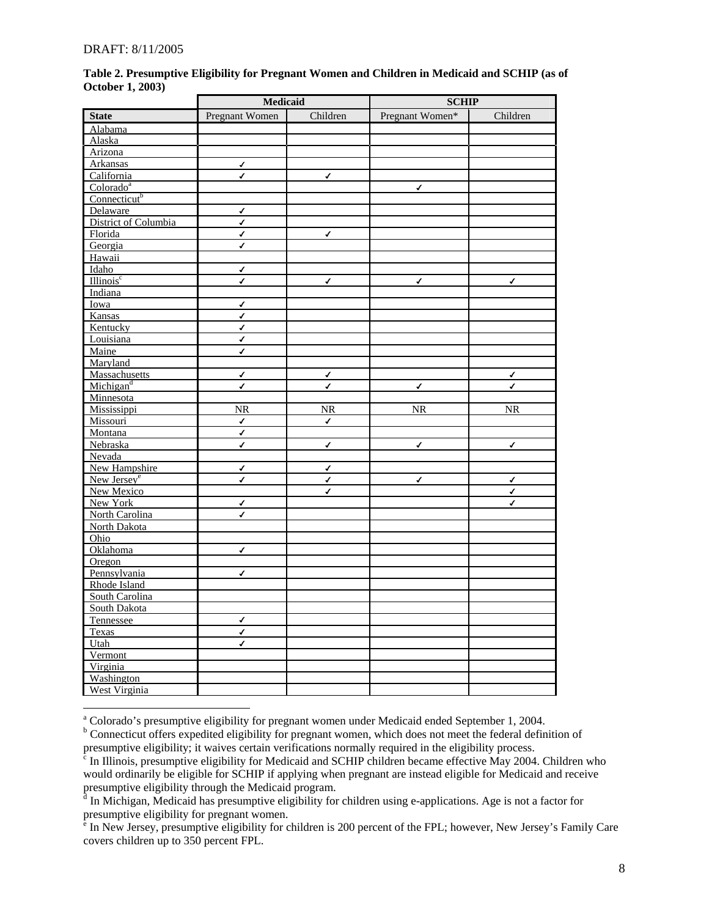DRAFT: 8/11/2005

**Table 2. Presumptive Eligibility for Pregnant Women and Children in Medicaid and SCHIP (as of October 1, 2003)**

| | Medicaid | | SCHIP | |
|---|---|---|---|---|
| **State** | Pregnant Women | Children | Pregnant Women* | Children |
| Alabama | | | | |
| Alaska | | | | |
| Arizona | | | | |
| Arkansas | ✓ | | | |
| California | ✓ | ✓ | | |
| Colorado[a] | | | ✓ | |
| Connecticut[b] | | | | |
| Delaware | ✓ | | | |
| District of Columbia | ✓ | | | |
| Florida | ✓ | ✓ | | |
| Georgia | ✓ | | | |
| Hawaii | | | | |
| Idaho | ✓ | | | |
| Illinois[c] | ✓ | ✓ | ✓ | ✓ |
| Indiana | | | | |
| Iowa | ✓ | | | |
| Kansas | ✓ | | | |
| Kentucky | ✓ | | | |
| Louisiana | ✓ | | | |
| Maine | ✓ | | | |
| Maryland | | | | |
| Massachusetts | ✓ | ✓ | | ✓ |
| Michigan[d] | ✓ | ✓ | ✓ | ✓ |
| Minnesota | | | | |
| Mississippi | NR | NR | NR | NR |
| Missouri | ✓ | ✓ | | |
| Montana | ✓ | | | |
| Nebraska | ✓ | ✓ | ✓ | ✓ |
| Nevada | | | | |
| New Hampshire | ✓ | ✓ | | |
| New Jersey[e] | ✓ | ✓ | ✓ | ✓ |
| New Mexico | | ✓ | | ✓ |
| New York | ✓ | | | ✓ |
| North Carolina | ✓ | | | |
| North Dakota | | | | |
| Ohio | | | | |
| Oklahoma | ✓ | | | |
| Oregon | | | | |
| Pennsylvania | ✓ | | | |
| Rhode Island | | | | |
| South Carolina | | | | |
| South Dakota | | | | |
| Tennessee | ✓ | | | |
| Texas | ✓ | | | |
| Utah | ✓ | | | |
| Vermont | | | | |
| Virginia | | | | |
| Washington | | | | |
| West Virginia | | | | |

[a] Colorado's presumptive eligibility for pregnant women under Medicaid ended September 1, 2004.

[b] Connecticut offers expedited eligibility for pregnant women, which does not meet the federal definition of presumptive eligibility; it waives certain verifications normally required in the eligibility process.

[c] In Illinois, presumptive eligibility for Medicaid and SCHIP children became effective May 2004. Children who would ordinarily be eligible for SCHIP if applying when pregnant are instead eligible for Medicaid and receive presumptive eligibility through the Medicaid program.

[d] In Michigan, Medicaid has presumptive eligibility for children using e-applications. Age is not a factor for presumptive eligibility for pregnant women.

[e] In New Jersey, presumptive eligibility for children is 200 percent of the FPL; however, New Jersey's Family Care covers children up to 350 percent FPL.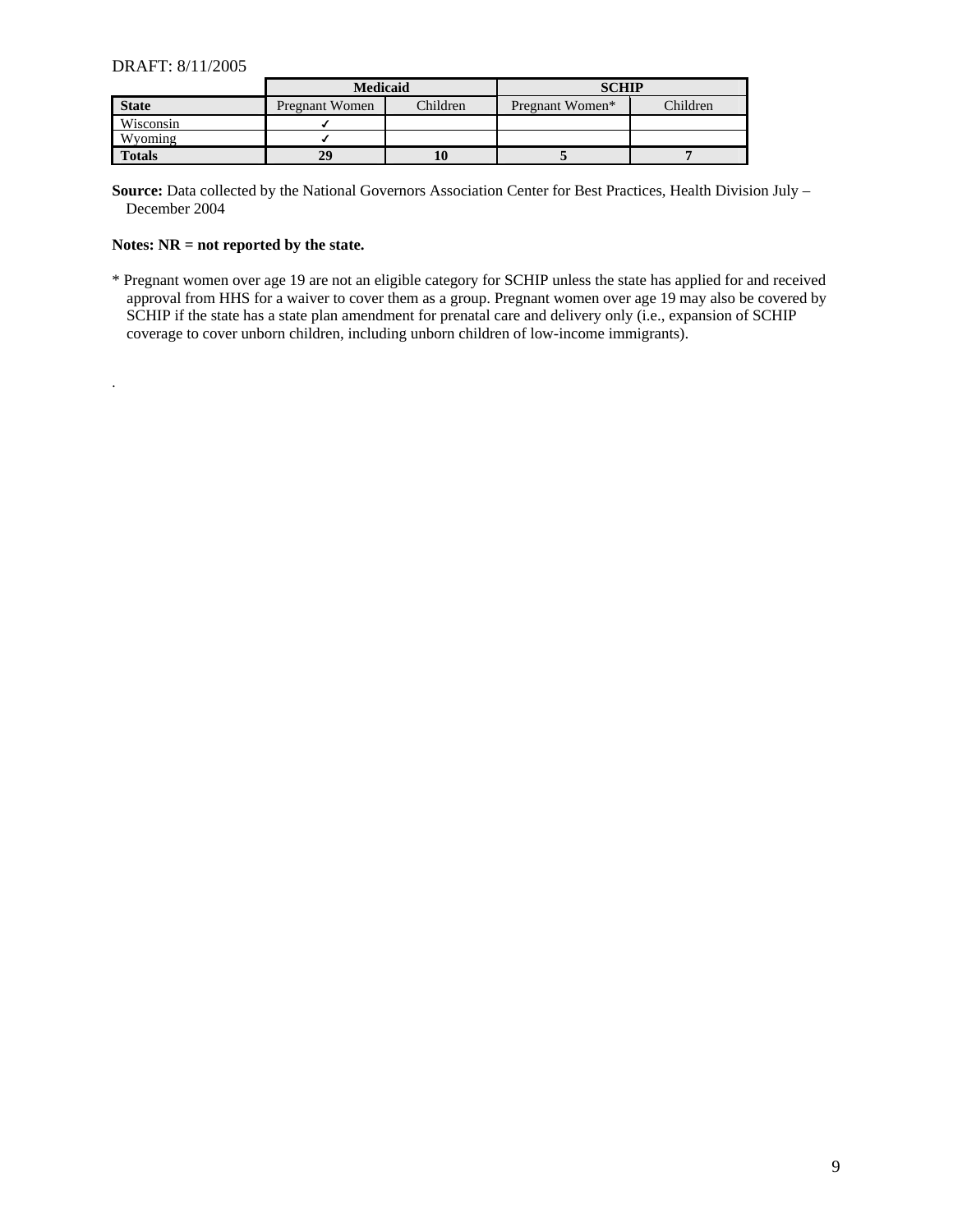DRAFT: 8/11/2005

| | Medicaid | | SCHIP | |
|---|---|---|---|---|
| **State** | Pregnant Women | Children | Pregnant Women* | Children |
| Wisconsin | ✓ | | | |
| Wyoming | ✓ | | | |
| **Totals** | **29** | **10** | **5** | **7** |

**Source:** Data collected by the National Governors Association Center for Best Practices, Health Division July – December 2004

**Notes: NR = not reported by the state.**

* Pregnant women over age 19 are not an eligible category for SCHIP unless the state has applied for and received approval from HHS for a waiver to cover them as a group. Pregnant women over age 19 may also be covered by SCHIP if the state has a state plan amendment for prenatal care and delivery only (i.e., expansion of SCHIP coverage to cover unborn children, including unborn children of low-income immigrants).

.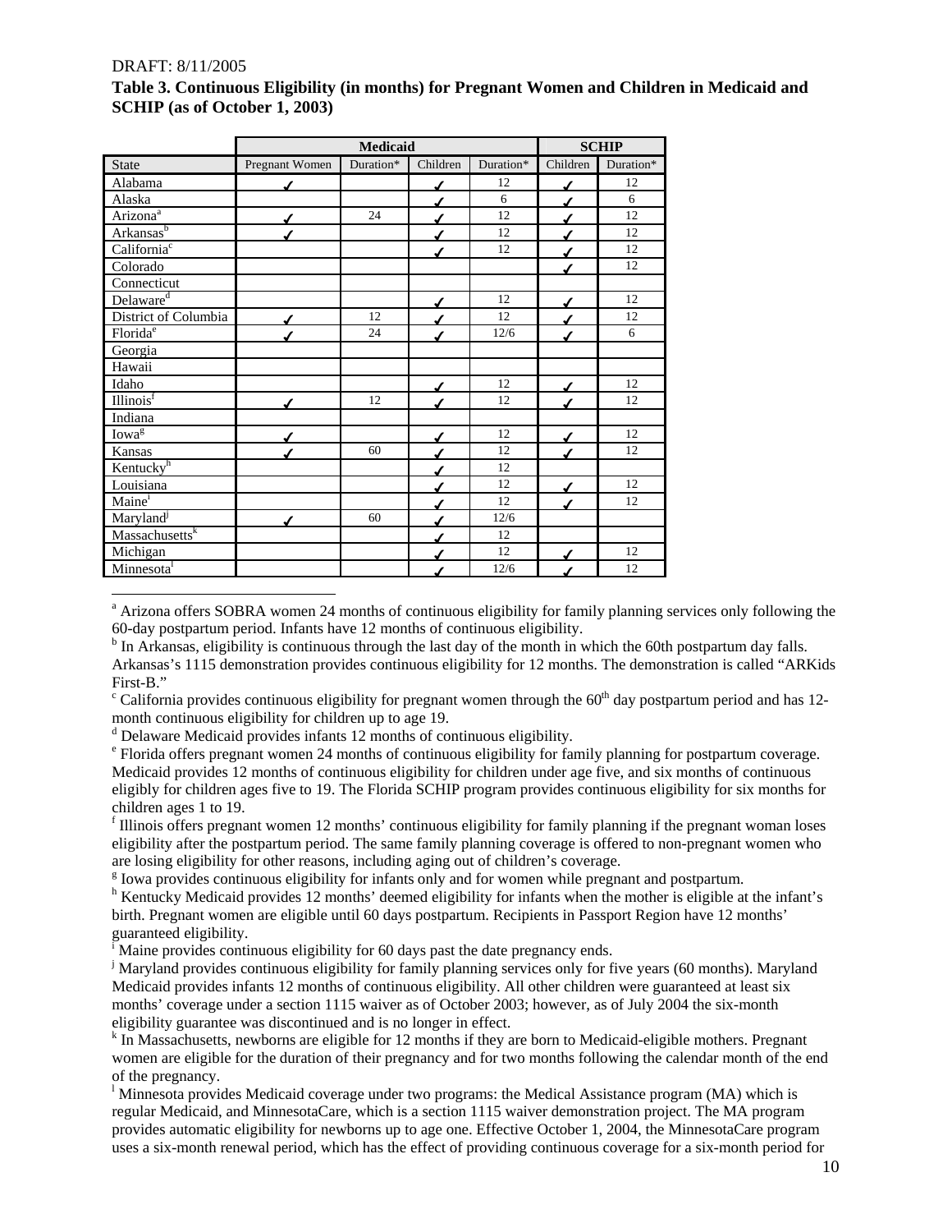DRAFT: 8/11/2005

**Table 3. Continuous Eligibility (in months) for Pregnant Women and Children in Medicaid and SCHIP (as of October 1, 2003)**

| | Medicaid | | | | SCHIP | |
|---|---|---|---|---|---|---|
| State | Pregnant Women | Duration* | Children | Duration* | Children | Duration* |
| Alabama | ✓ | | ✓ | 12 | ✓ | 12 |
| Alaska | | | ✓ | 6 | ✓ | 6 |
| Arizona[a] | ✓ | 24 | ✓ | 12 | ✓ | 12 |
| Arkansas[b] | ✓ | | ✓ | 12 | ✓ | 12 |
| California[c] | | | ✓ | 12 | ✓ | 12 |
| Colorado | | | | | ✓ | 12 |
| Connecticut | | | | | | |
| Delaware[d] | | | ✓ | 12 | ✓ | 12 |
| District of Columbia | ✓ | 12 | ✓ | 12 | ✓ | 12 |
| Florida[e] | ✓ | 24 | ✓ | 12/6 | ✓ | 6 |
| Georgia | | | | | | |
| Hawaii | | | | | | |
| Idaho | | | ✓ | 12 | ✓ | 12 |
| Illinois[f] | ✓ | 12 | ✓ | 12 | ✓ | 12 |
| Indiana | | | | | | |
| Iowa[g] | ✓ | | ✓ | 12 | ✓ | 12 |
| Kansas | ✓ | 60 | ✓ | 12 | ✓ | 12 |
| Kentucky[h] | | | ✓ | 12 | | |
| Louisiana | | | ✓ | 12 | ✓ | 12 |
| Maine[i] | | | ✓ | 12 | ✓ | 12 |
| Maryland[j] | ✓ | 60 | ✓ | 12/6 | | |
| Massachusetts[k] | | | ✓ | 12 | | |
| Michigan | | | ✓ | 12 | ✓ | 12 |
| Minnesota[l] | | | ✓ | 12/6 | ✓ | 12 |

[a] Arizona offers SOBRA women 24 months of continuous eligibility for family planning services only following the 60-day postpartum period. Infants have 12 months of continuous eligibility.

[b] In Arkansas, eligibility is continuous through the last day of the month in which the 60th postpartum day falls. Arkansas's 1115 demonstration provides continuous eligibility for 12 months. The demonstration is called "ARKids First-B."

[c] California provides continuous eligibility for pregnant women through the 60th day postpartum period and has 12-month continuous eligibility for children up to age 19.

[d] Delaware Medicaid provides infants 12 months of continuous eligibility.

[e] Florida offers pregnant women 24 months of continuous eligibility for family planning for postpartum coverage. Medicaid provides 12 months of continuous eligibility for children under age five, and six months of continuous eligibly for children ages five to 19. The Florida SCHIP program provides continuous eligibility for six months for children ages 1 to 19.

[f] Illinois offers pregnant women 12 months' continuous eligibility for family planning if the pregnant woman loses eligibility after the postpartum period. The same family planning coverage is offered to non-pregnant women who are losing eligibility for other reasons, including aging out of children's coverage.

[g] Iowa provides continuous eligibility for infants only and for women while pregnant and postpartum.

[h] Kentucky Medicaid provides 12 months' deemed eligibility for infants when the mother is eligible at the infant's birth. Pregnant women are eligible until 60 days postpartum. Recipients in Passport Region have 12 months' guaranteed eligibility.

[i] Maine provides continuous eligibility for 60 days past the date pregnancy ends.

[j] Maryland provides continuous eligibility for family planning services only for five years (60 months). Maryland Medicaid provides infants 12 months of continuous eligibility. All other children were guaranteed at least six months' coverage under a section 1115 waiver as of October 2003; however, as of July 2004 the six-month eligibility guarantee was discontinued and is no longer in effect.

[k] In Massachusetts, newborns are eligible for 12 months if they are born to Medicaid-eligible mothers. Pregnant women are eligible for the duration of their pregnancy and for two months following the calendar month of the end of the pregnancy.

[l] Minnesota provides Medicaid coverage under two programs: the Medical Assistance program (MA) which is regular Medicaid, and MinnesotaCare, which is a section 1115 waiver demonstration project. The MA program provides automatic eligibility for newborns up to age one. Effective October 1, 2004, the MinnesotaCare program uses a six-month renewal period, which has the effect of providing continuous coverage for a six-month period for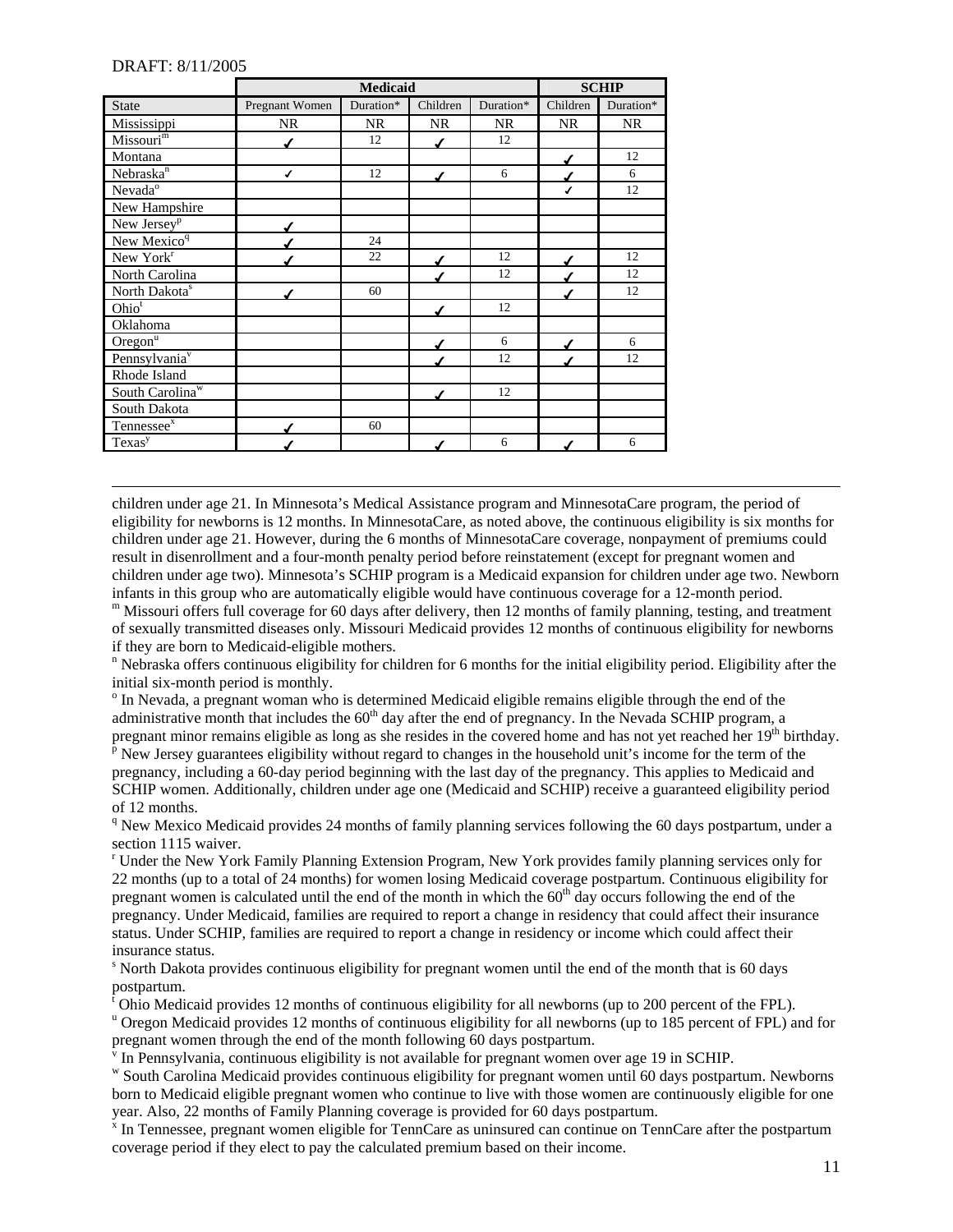DRAFT: 8/11/2005

| | Medicaid | | | | SCHIP | |
|---|---|---|---|---|---|---|
| State | Pregnant Women | Duration* | Children | Duration* | Children | Duration* |
| Mississippi | NR | NR | NR | NR | NR | NR |
| Missouri[m] | ✓ | 12 | ✓ | 12 | | |
| Montana | | | | | ✓ | 12 |
| Nebraska[n] | ✓ | 12 | ✓ | 6 | ✓ | 6 |
| Nevada[o] | | | | | ✓ | 12 |
| New Hampshire | | | | | | |
| New Jersey[p] | ✓ | | | | | |
| New Mexico[q] | ✓ | 24 | | | | |
| New York[r] | ✓ | 22 | ✓ | 12 | ✓ | 12 |
| North Carolina | | | ✓ | 12 | ✓ | 12 |
| North Dakota[s] | ✓ | 60 | | | ✓ | 12 |
| Ohio[t] | | | ✓ | 12 | | |
| Oklahoma | | | | | | |
| Oregon[u] | | | ✓ | 6 | ✓ | 6 |
| Pennsylvania[v] | | | ✓ | 12 | ✓ | 12 |
| Rhode Island | | | | | | |
| South Carolina[w] | | | ✓ | 12 | | |
| South Dakota | | | | | | |
| Tennessee[x] | ✓ | 60 | | | | |
| Texas[y] | ✓ | | ✓ | 6 | ✓ | 6 |

---

children under age 21. In Minnesota's Medical Assistance program and MinnesotaCare program, the period of eligibility for newborns is 12 months. In MinnesotaCare, as noted above, the continuous eligibility is six months for children under age 21. However, during the 6 months of MinnesotaCare coverage, nonpayment of premiums could result in disenrollment and a four-month penalty period before reinstatement (except for pregnant women and children under age two). Minnesota's SCHIP program is a Medicaid expansion for children under age two. Newborn infants in this group who are automatically eligible would have continuous coverage for a 12-month period.

[m] Missouri offers full coverage for 60 days after delivery, then 12 months of family planning, testing, and treatment of sexually transmitted diseases only. Missouri Medicaid provides 12 months of continuous eligibility for newborns if they are born to Medicaid-eligible mothers.

[n] Nebraska offers continuous eligibility for children for 6 months for the initial eligibility period. Eligibility after the initial six-month period is monthly.

[o] In Nevada, a pregnant woman who is determined Medicaid eligible remains eligible through the end of the administrative month that includes the 60th day after the end of pregnancy. In the Nevada SCHIP program, a pregnant minor remains eligible as long as she resides in the covered home and has not yet reached her 19th birthday.

[p] New Jersey guarantees eligibility without regard to changes in the household unit's income for the term of the pregnancy, including a 60-day period beginning with the last day of the pregnancy. This applies to Medicaid and SCHIP women. Additionally, children under age one (Medicaid and SCHIP) receive a guaranteed eligibility period of 12 months.

[q] New Mexico Medicaid provides 24 months of family planning services following the 60 days postpartum, under a section 1115 waiver.

[r] Under the New York Family Planning Extension Program, New York provides family planning services only for 22 months (up to a total of 24 months) for women losing Medicaid coverage postpartum. Continuous eligibility for pregnant women is calculated until the end of the month in which the 60th day occurs following the end of the pregnancy. Under Medicaid, families are required to report a change in residency that could affect their insurance status. Under SCHIP, families are required to report a change in residency or income which could affect their insurance status.

[s] North Dakota provides continuous eligibility for pregnant women until the end of the month that is 60 days postpartum.

[t] Ohio Medicaid provides 12 months of continuous eligibility for all newborns (up to 200 percent of the FPL).

[u] Oregon Medicaid provides 12 months of continuous eligibility for all newborns (up to 185 percent of FPL) and for pregnant women through the end of the month following 60 days postpartum.

[v] In Pennsylvania, continuous eligibility is not available for pregnant women over age 19 in SCHIP.

[w] South Carolina Medicaid provides continuous eligibility for pregnant women until 60 days postpartum. Newborns born to Medicaid eligible pregnant women who continue to live with those women are continuously eligible for one year. Also, 22 months of Family Planning coverage is provided for 60 days postpartum.

[x] In Tennessee, pregnant women eligible for TennCare as uninsured can continue on TennCare after the postpartum coverage period if they elect to pay the calculated premium based on their income.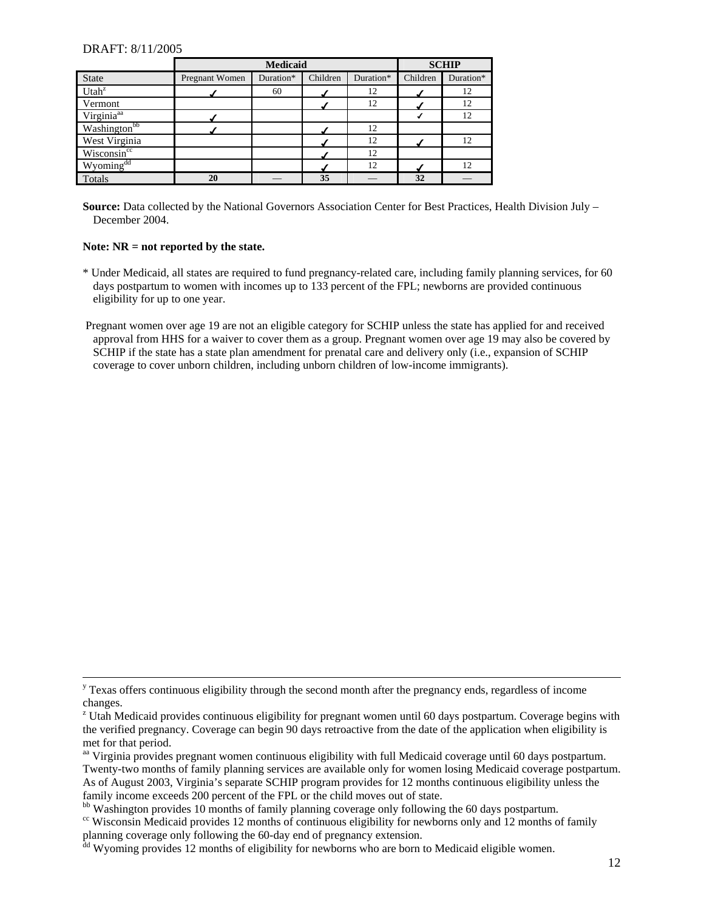DRAFT: 8/11/2005

| | Medicaid | | | | SCHIP | |
|---|---|---|---|---|---|---|
| State | Pregnant Women | Duration* | Children | Duration* | Children | Duration* |
| Utah[z] | ✓ | 60 | ✓ | 12 | ✓ | 12 |
| Vermont | | | ✓ | 12 | ✓ | 12 |
| Virginia[aa] | ✓ | | | | ✓ | 12 |
| Washington[bb] | ✓ | | ✓ | 12 | | |
| West Virginia | | | ✓ | 12 | ✓ | 12 |
| Wisconsin[cc] | | | ✓ | 12 | | |
| Wyoming[dd] | | | ✓ | 12 | ✓ | 12 |
| Totals | **20** | — | **35** | — | **32** | — |

**Source:** Data collected by the National Governors Association Center for Best Practices, Health Division July – December 2004.

**Note: NR = not reported by the state.**

* Under Medicaid, all states are required to fund pregnancy-related care, including family planning services, for 60 days postpartum to women with incomes up to 133 percent of the FPL; newborns are provided continuous eligibility for up to one year.

Pregnant women over age 19 are not an eligible category for SCHIP unless the state has applied for and received approval from HHS for a waiver to cover them as a group. Pregnant women over age 19 may also be covered by SCHIP if the state has a state plan amendment for prenatal care and delivery only (i.e., expansion of SCHIP coverage to cover unborn children, including unborn children of low-income immigrants).

---

[y] Texas offers continuous eligibility through the second month after the pregnancy ends, regardless of income changes.

[z] Utah Medicaid provides continuous eligibility for pregnant women until 60 days postpartum. Coverage begins with the verified pregnancy. Coverage can begin 90 days retroactive from the date of the application when eligibility is met for that period.

[aa] Virginia provides pregnant women continuous eligibility with full Medicaid coverage until 60 days postpartum. Twenty-two months of family planning services are available only for women losing Medicaid coverage postpartum. As of August 2003, Virginia's separate SCHIP program provides for 12 months continuous eligibility unless the family income exceeds 200 percent of the FPL or the child moves out of state.

[bb] Washington provides 10 months of family planning coverage only following the 60 days postpartum.

[cc] Wisconsin Medicaid provides 12 months of continuous eligibility for newborns only and 12 months of family planning coverage only following the 60-day end of pregnancy extension.

[dd] Wyoming provides 12 months of eligibility for newborns who are born to Medicaid eligible women.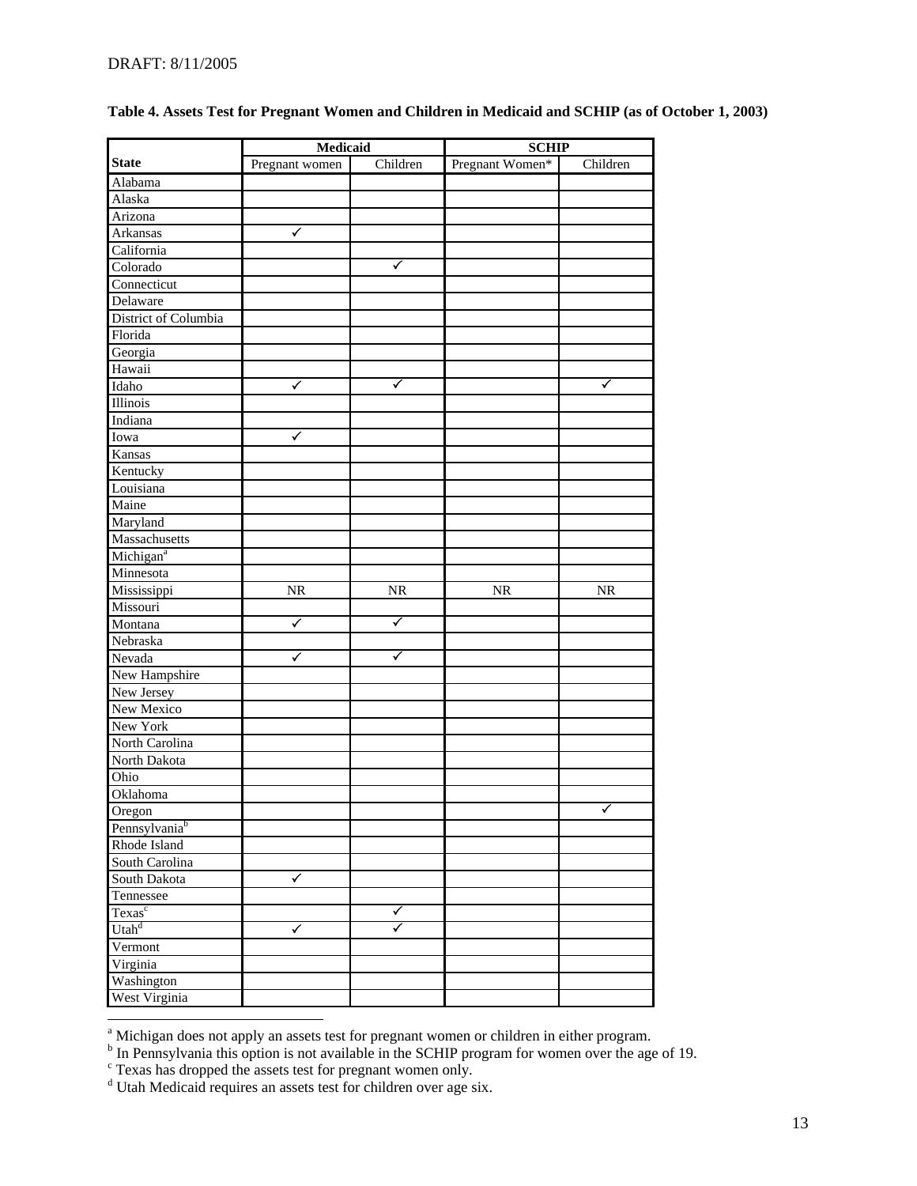**Table 4. Assets Test for Pregnant Women and Children in Medicaid and SCHIP (as of October 1, 2003)**

| State | Medicaid | | SCHIP | |
|---|---|---|---|---|
| | Pregnant women | Children | Pregnant Women* | Children |
| Alabama | | | | |
| Alaska | | | | |
| Arizona | | | | |
| Arkansas | ✓ | | | |
| California | | | | |
| Colorado | | ✓ | | |
| Connecticut | | | | |
| Delaware | | | | |
| District of Columbia | | | | |
| Florida | | | | |
| Georgia | | | | |
| Hawaii | | | | |
| Idaho | ✓ | ✓ | | ✓ |
| Illinois | | | | |
| Indiana | | | | |
| Iowa | ✓ | | | |
| Kansas | | | | |
| Kentucky | | | | |
| Louisiana | | | | |
| Maine | | | | |
| Maryland | | | | |
| Massachusetts | | | | |
| Michigan[a] | | | | |
| Minnesota | | | | |
| Mississippi | NR | NR | NR | NR |
| Missouri | | | | |
| Montana | ✓ | ✓ | | |
| Nebraska | | | | |
| Nevada | ✓ | ✓ | | |
| New Hampshire | | | | |
| New Jersey | | | | |
| New Mexico | | | | |
| New York | | | | |
| North Carolina | | | | |
| North Dakota | | | | |
| Ohio | | | | |
| Oklahoma | | | | |
| Oregon | | | | ✓ |
| Pennsylvania[b] | | | | |
| Rhode Island | | | | |
| South Carolina | | | | |
| South Dakota | ✓ | | | |
| Tennessee | | | | |
| Texas[c] | | ✓ | | |
| Utah[d] | ✓ | ✓ | | |
| Vermont | | | | |
| Virginia | | | | |
| Washington | | | | |
| West Virginia | | | | |

[a] Michigan does not apply an assets test for pregnant women or children in either program.
[b] In Pennsylvania this option is not available in the SCHIP program for women over the age of 19.
[c] Texas has dropped the assets test for pregnant women only.
[d] Utah Medicaid requires an assets test for children over age six.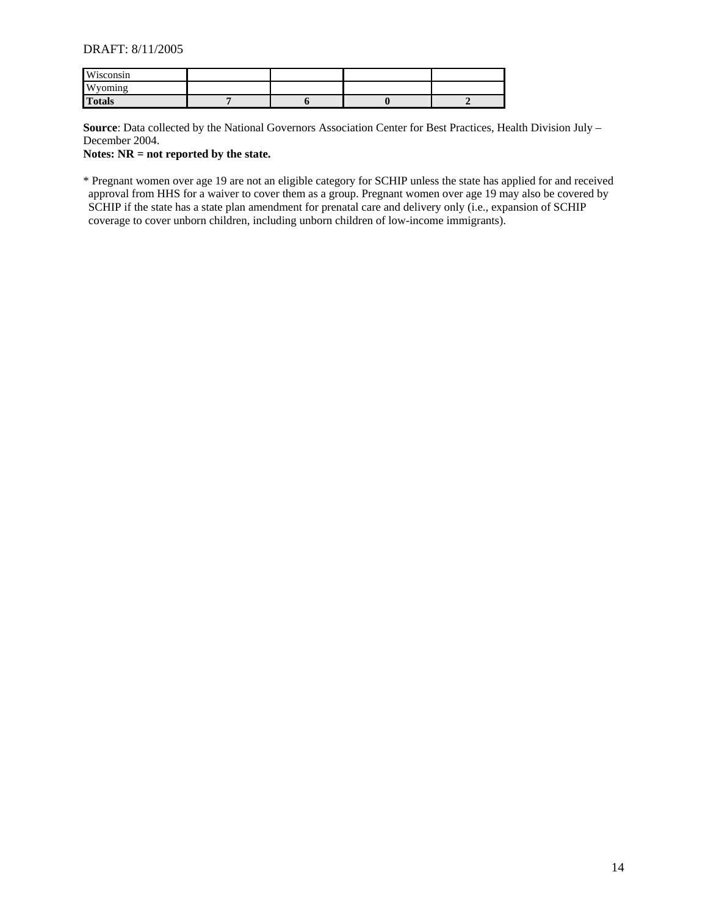DRAFT: 8/11/2005

| | | | | |
|---|---|---|---|---|
| Wisconsin | | | | |
| Wyoming | | | | |
| **Totals** | **7** | **6** | **0** | **2** |

**Source**: Data collected by the National Governors Association Center for Best Practices, Health Division July – December 2004.
**Notes: NR = not reported by the state.**

* Pregnant women over age 19 are not an eligible category for SCHIP unless the state has applied for and received approval from HHS for a waiver to cover them as a group. Pregnant women over age 19 may also be covered by SCHIP if the state has a state plan amendment for prenatal care and delivery only (i.e., expansion of SCHIP coverage to cover unborn children, including unborn children of low-income immigrants).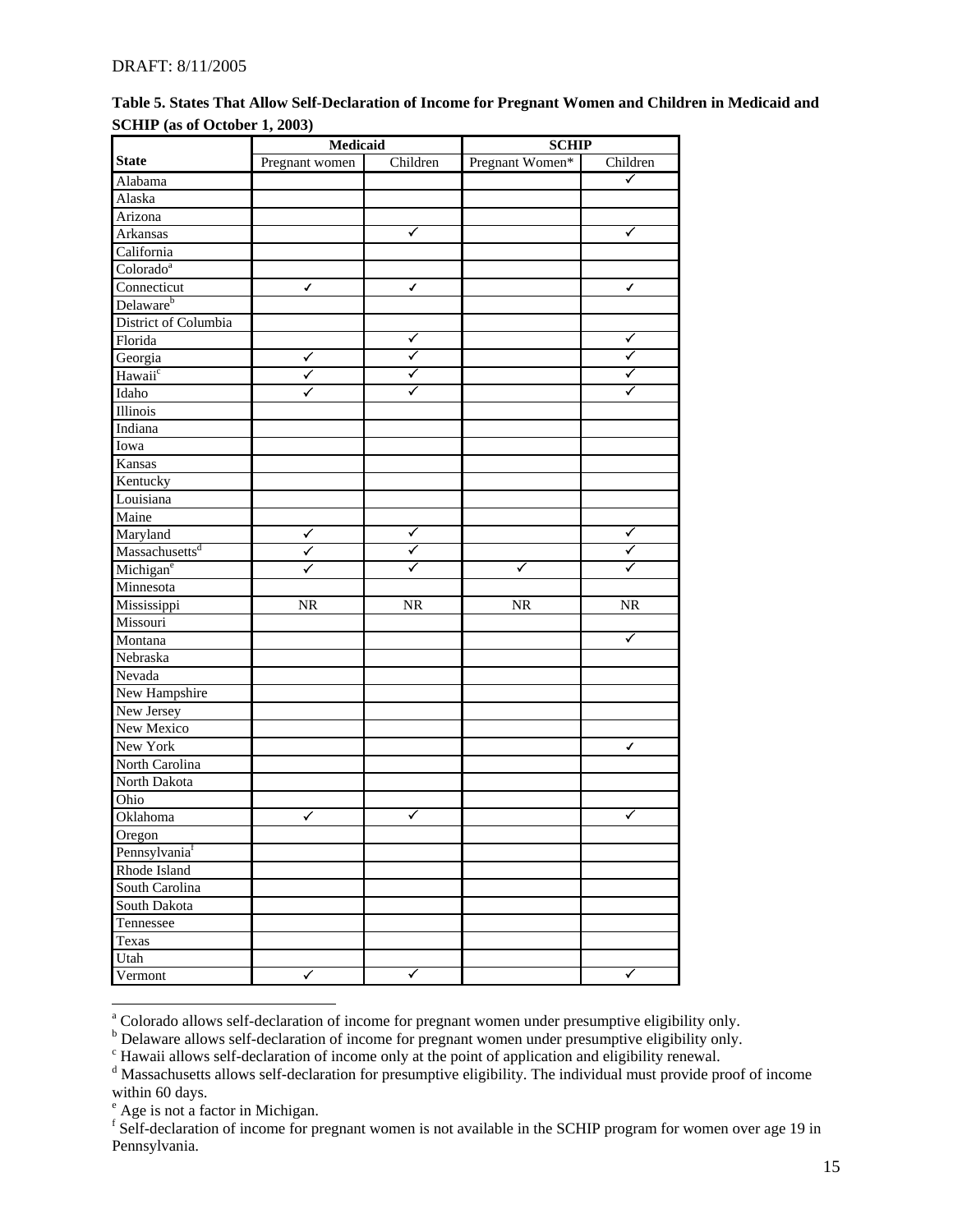DRAFT: 8/11/2005

**Table 5. States That Allow Self-Declaration of Income for Pregnant Women and Children in Medicaid and SCHIP (as of October 1, 2003)**

| State | Medicaid | | SCHIP | |
|---|---|---|---|---|
| | Pregnant women | Children | Pregnant Women* | Children |
| Alabama | | | | ✓ |
| Alaska | | | | |
| Arizona | | | | |
| Arkansas | | ✓ | | ✓ |
| California | | | | |
| Colorado[a] | | | | |
| Connecticut | ✓ | ✓ | | ✓ |
| Delaware[b] | | | | |
| District of Columbia | | | | |
| Florida | | ✓ | | ✓ |
| Georgia | ✓ | ✓ | | ✓ |
| Hawaii[c] | ✓ | ✓ | | ✓ |
| Idaho | ✓ | ✓ | | ✓ |
| Illinois | | | | |
| Indiana | | | | |
| Iowa | | | | |
| Kansas | | | | |
| Kentucky | | | | |
| Louisiana | | | | |
| Maine | | | | |
| Maryland | ✓ | ✓ | | ✓ |
| Massachusetts[d] | ✓ | ✓ | | ✓ |
| Michigan[e] | ✓ | ✓ | ✓ | ✓ |
| Minnesota | | | | |
| Mississippi | NR | NR | NR | NR |
| Missouri | | | | |
| Montana | | | | ✓ |
| Nebraska | | | | |
| Nevada | | | | |
| New Hampshire | | | | |
| New Jersey | | | | |
| New Mexico | | | | |
| New York | | | | ✓ |
| North Carolina | | | | |
| North Dakota | | | | |
| Ohio | | | | |
| Oklahoma | ✓ | ✓ | | ✓ |
| Oregon | | | | |
| Pennsylvania[f] | | | | |
| Rhode Island | | | | |
| South Carolina | | | | |
| South Dakota | | | | |
| Tennessee | | | | |
| Texas | | | | |
| Utah | | | | |
| Vermont | ✓ | ✓ | | ✓ |

[a] Colorado allows self-declaration of income for pregnant women under presumptive eligibility only.

[b] Delaware allows self-declaration of income for pregnant women under presumptive eligibility only.

[c] Hawaii allows self-declaration of income only at the point of application and eligibility renewal.

[d] Massachusetts allows self-declaration for presumptive eligibility. The individual must provide proof of income within 60 days.

[e] Age is not a factor in Michigan.

[f] Self-declaration of income for pregnant women is not available in the SCHIP program for women over age 19 in Pennsylvania.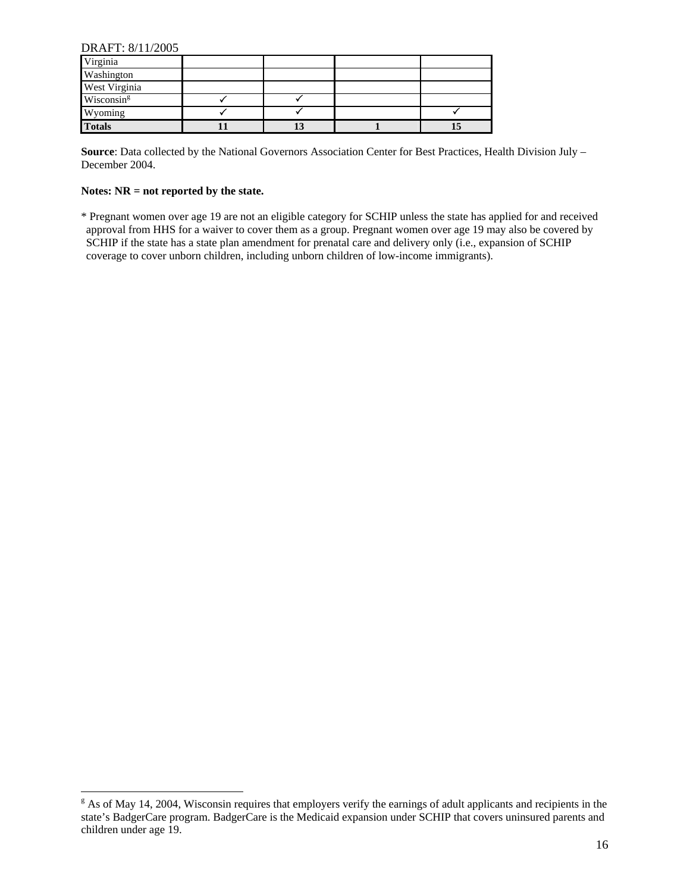DRAFT: 8/11/2005

| | | | | |
|---|---|---|---|---|
| Virginia | | | | |
| Washington | | | | |
| West Virginia | | | | |
| Wisconsin[g] | ✓ | ✓ | | |
| Wyoming | ✓ | ✓ | | ✓ |
| **Totals** | **11** | **13** | **1** | **15** |

**Source**: Data collected by the National Governors Association Center for Best Practices, Health Division July – December 2004.

**Notes: NR = not reported by the state.**

* Pregnant women over age 19 are not an eligible category for SCHIP unless the state has applied for and received approval from HHS for a waiver to cover them as a group. Pregnant women over age 19 may also be covered by SCHIP if the state has a state plan amendment for prenatal care and delivery only (i.e., expansion of SCHIP coverage to cover unborn children, including unborn children of low-income immigrants).

[g] As of May 14, 2004, Wisconsin requires that employers verify the earnings of adult applicants and recipients in the state's BadgerCare program. BadgerCare is the Medicaid expansion under SCHIP that covers uninsured parents and children under age 19.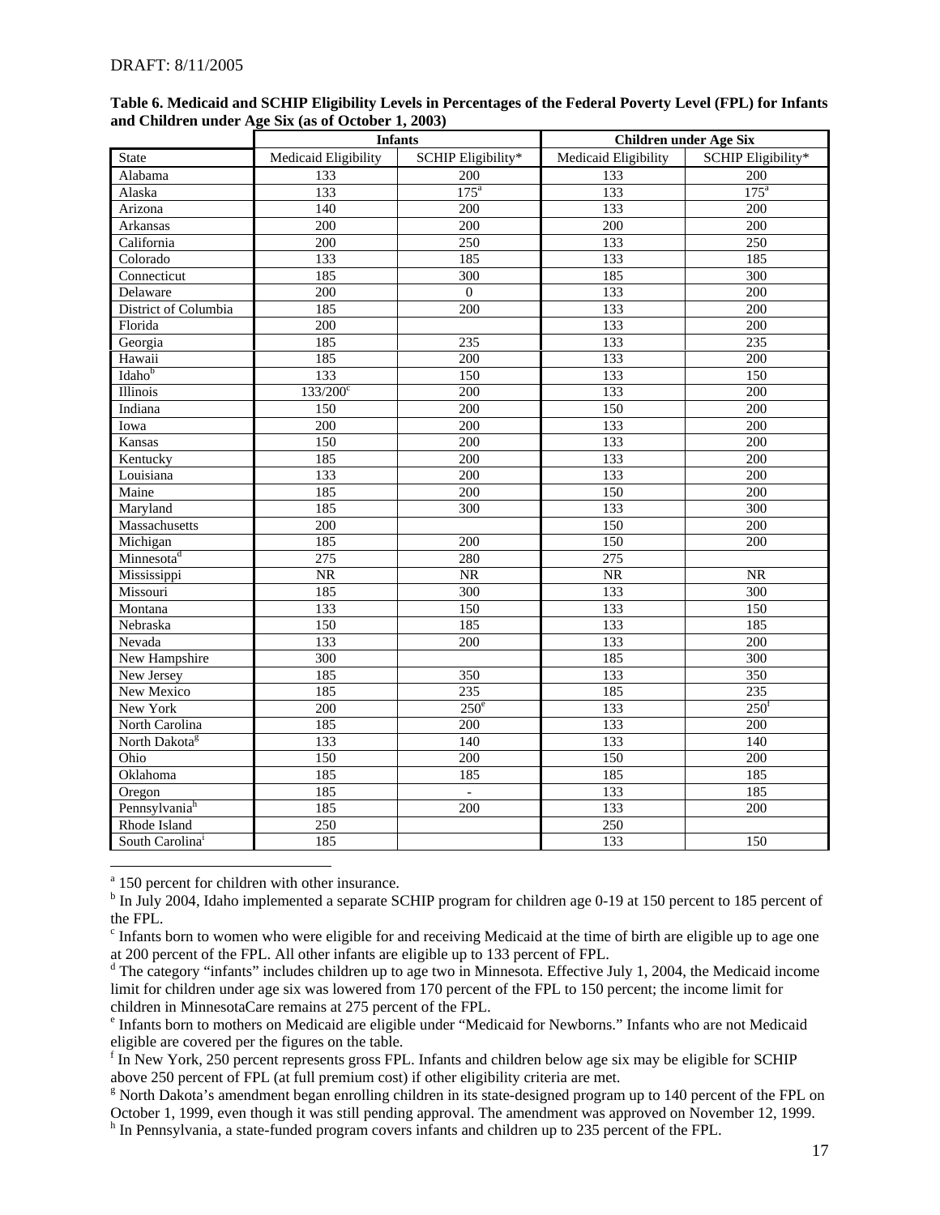DRAFT: 8/11/2005

**Table 6. Medicaid and SCHIP Eligibility Levels in Percentages of the Federal Poverty Level (FPL) for Infants and Children under Age Six (as of October 1, 2003)**

| | Infants | | Children under Age Six | |
|---|---|---|---|---|
| State | Medicaid Eligibility | SCHIP Eligibility* | Medicaid Eligibility | SCHIP Eligibility* |
| Alabama | 133 | 200 | 133 | 200 |
| Alaska | 133 | 175[a] | 133 | 175[a] |
| Arizona | 140 | 200 | 133 | 200 |
| Arkansas | 200 | 200 | 200 | 200 |
| California | 200 | 250 | 133 | 250 |
| Colorado | 133 | 185 | 133 | 185 |
| Connecticut | 185 | 300 | 185 | 300 |
| Delaware | 200 | 0 | 133 | 200 |
| District of Columbia | 185 | 200 | 133 | 200 |
| Florida | 200 | | 133 | 200 |
| Georgia | 185 | 235 | 133 | 235 |
| Hawaii | 185 | 200 | 133 | 200 |
| Idaho[b] | 133 | 150 | 133 | 150 |
| Illinois | 133/200[c] | 200 | 133 | 200 |
| Indiana | 150 | 200 | 150 | 200 |
| Iowa | 200 | 200 | 133 | 200 |
| Kansas | 150 | 200 | 133 | 200 |
| Kentucky | 185 | 200 | 133 | 200 |
| Louisiana | 133 | 200 | 133 | 200 |
| Maine | 185 | 200 | 150 | 200 |
| Maryland | 185 | 300 | 133 | 300 |
| Massachusetts | 200 | | 150 | 200 |
| Michigan | 185 | 200 | 150 | 200 |
| Minnesota[d] | 275 | 280 | 275 | |
| Mississippi | NR | NR | NR | NR |
| Missouri | 185 | 300 | 133 | 300 |
| Montana | 133 | 150 | 133 | 150 |
| Nebraska | 150 | 185 | 133 | 185 |
| Nevada | 133 | 200 | 133 | 200 |
| New Hampshire | 300 | | 185 | 300 |
| New Jersey | 185 | 350 | 133 | 350 |
| New Mexico | 185 | 235 | 185 | 235 |
| New York | 200 | 250[e] | 133 | 250[f] |
| North Carolina | 185 | 200 | 133 | 200 |
| North Dakota[g] | 133 | 140 | 133 | 140 |
| Ohio | 150 | 200 | 150 | 200 |
| Oklahoma | 185 | 185 | 185 | 185 |
| Oregon | 185 | - | 133 | 185 |
| Pennsylvania[h] | 185 | 200 | 133 | 200 |
| Rhode Island | 250 | | 250 | |
| South Carolina[i] | 185 | | 133 | 150 |

[a] 150 percent for children with other insurance.

[b] In July 2004, Idaho implemented a separate SCHIP program for children age 0-19 at 150 percent to 185 percent of the FPL.

[c] Infants born to women who were eligible for and receiving Medicaid at the time of birth are eligible up to age one at 200 percent of the FPL. All other infants are eligible up to 133 percent of FPL.

[d] The category "infants" includes children up to age two in Minnesota. Effective July 1, 2004, the Medicaid income limit for children under age six was lowered from 170 percent of the FPL to 150 percent; the income limit for children in MinnesotaCare remains at 275 percent of the FPL.

[e] Infants born to mothers on Medicaid are eligible under "Medicaid for Newborns." Infants who are not Medicaid eligible are covered per the figures on the table.

[f] In New York, 250 percent represents gross FPL. Infants and children below age six may be eligible for SCHIP above 250 percent of FPL (at full premium cost) if other eligibility criteria are met.

[g] North Dakota's amendment began enrolling children in its state-designed program up to 140 percent of the FPL on October 1, 1999, even though it was still pending approval. The amendment was approved on November 12, 1999.

[h] In Pennsylvania, a state-funded program covers infants and children up to 235 percent of the FPL.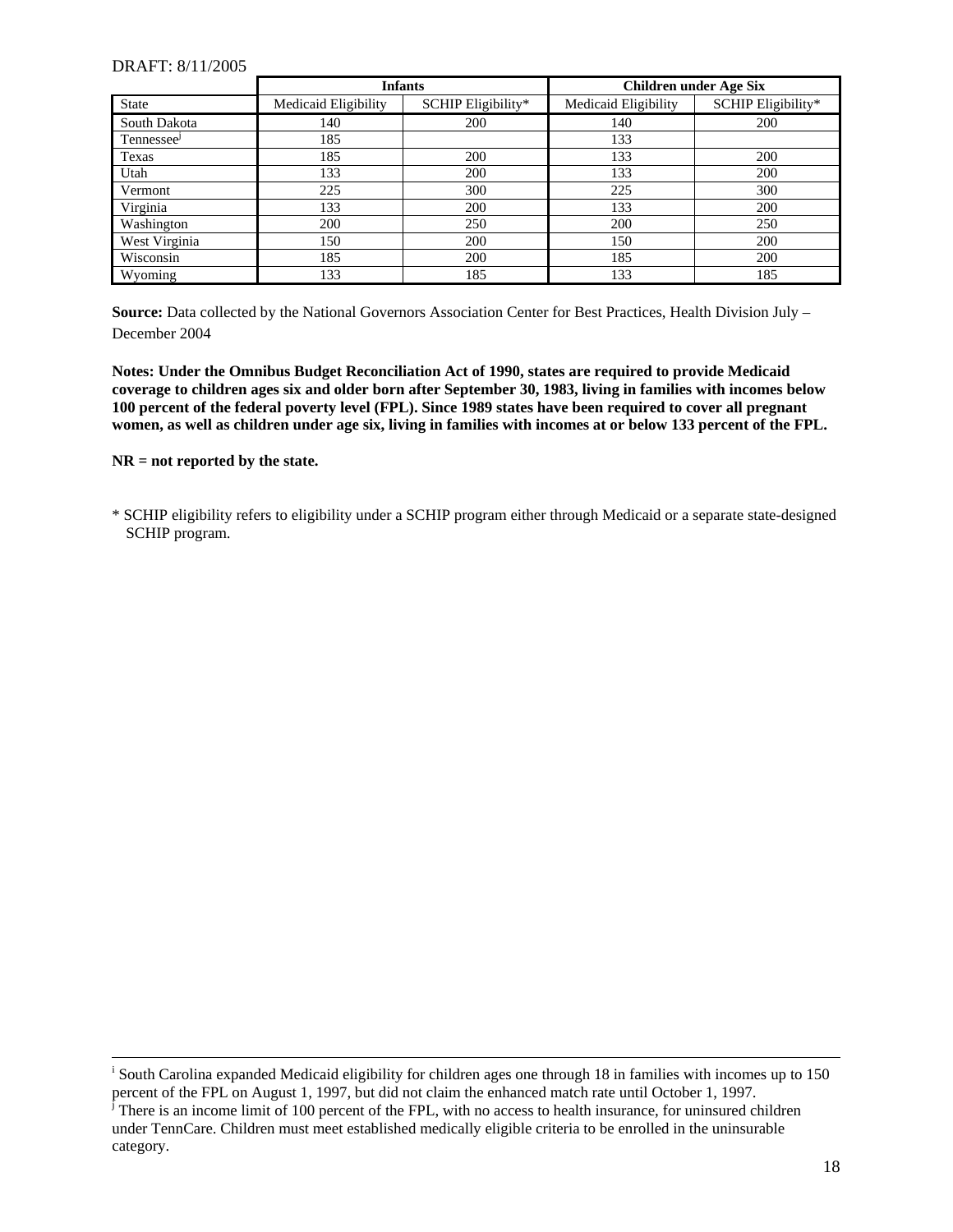DRAFT: 8/11/2005

| | Infants | | Children under Age Six | |
|---|---|---|---|---|
| State | Medicaid Eligibility | SCHIP Eligibility* | Medicaid Eligibility | SCHIP Eligibility* |
| South Dakota | 140 | 200 | 140 | 200 |
| Tennessee[j] | 185 | | 133 | |
| Texas | 185 | 200 | 133 | 200 |
| Utah | 133 | 200 | 133 | 200 |
| Vermont | 225 | 300 | 225 | 300 |
| Virginia | 133 | 200 | 133 | 200 |
| Washington | 200 | 250 | 200 | 250 |
| West Virginia | 150 | 200 | 150 | 200 |
| Wisconsin | 185 | 200 | 185 | 200 |
| Wyoming | 133 | 185 | 133 | 185 |

**Source:** Data collected by the National Governors Association Center for Best Practices, Health Division July – December 2004

**Notes: Under the Omnibus Budget Reconciliation Act of 1990, states are required to provide Medicaid coverage to children ages six and older born after September 30, 1983, living in families with incomes below 100 percent of the federal poverty level (FPL). Since 1989 states have been required to cover all pregnant women, as well as children under age six, living in families with incomes at or below 133 percent of the FPL.**

**NR = not reported by the state.**

* SCHIP eligibility refers to eligibility under a SCHIP program either through Medicaid or a separate state-designed SCHIP program.

[i] South Carolina expanded Medicaid eligibility for children ages one through 18 in families with incomes up to 150 percent of the FPL on August 1, 1997, but did not claim the enhanced match rate until October 1, 1997.

[j] There is an income limit of 100 percent of the FPL, with no access to health insurance, for uninsured children under TennCare. Children must meet established medically eligible criteria to be enrolled in the uninsurable category.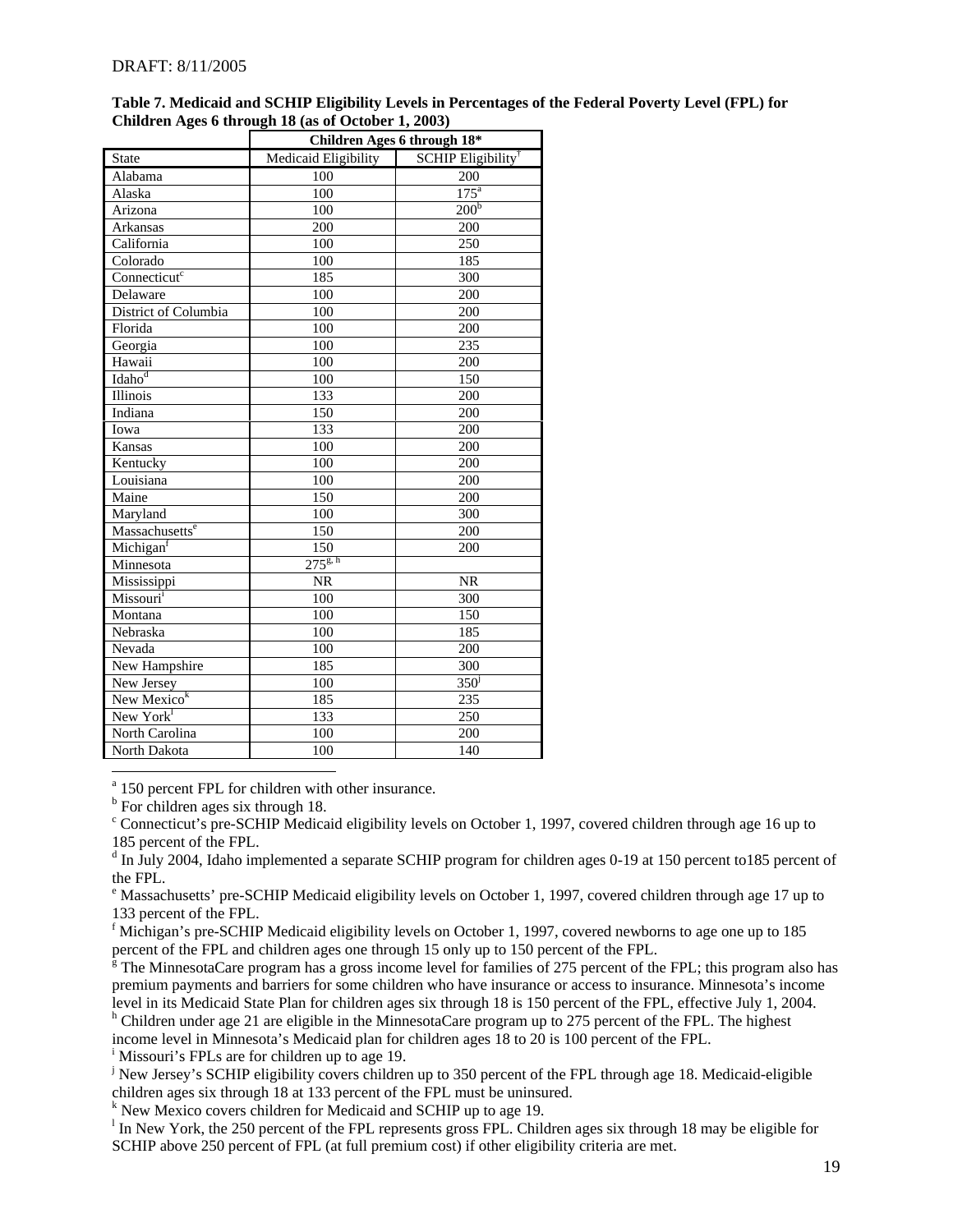DRAFT: 8/11/2005

**Table 7. Medicaid and SCHIP Eligibility Levels in Percentages of the Federal Poverty Level (FPL) for Children Ages 6 through 18 (as of October 1, 2003)**

| | Children Ages 6 through 18* | |
|---|---|---|
| State | Medicaid Eligibility | SCHIP Eligibility[†] |
| Alabama | 100 | 200 |
| Alaska | 100 | 175[a] |
| Arizona | 100 | 200[b] |
| Arkansas | 200 | 200 |
| California | 100 | 250 |
| Colorado | 100 | 185 |
| Connecticut[c] | 185 | 300 |
| Delaware | 100 | 200 |
| District of Columbia | 100 | 200 |
| Florida | 100 | 200 |
| Georgia | 100 | 235 |
| Hawaii | 100 | 200 |
| Idaho[d] | 100 | 150 |
| Illinois | 133 | 200 |
| Indiana | 150 | 200 |
| Iowa | 133 | 200 |
| Kansas | 100 | 200 |
| Kentucky | 100 | 200 |
| Louisiana | 100 | 200 |
| Maine | 150 | 200 |
| Maryland | 100 | 300 |
| Massachusetts[e] | 150 | 200 |
| Michigan[f] | 150 | 200 |
| Minnesota | 275[g, h] | |
| Mississippi | NR | NR |
| Missouri[i] | 100 | 300 |
| Montana | 100 | 150 |
| Nebraska | 100 | 185 |
| Nevada | 100 | 200 |
| New Hampshire | 185 | 300 |
| New Jersey | 100 | 350[j] |
| New Mexico[k] | 185 | 235 |
| New York[l] | 133 | 250 |
| North Carolina | 100 | 200 |
| North Dakota | 100 | 140 |

[a] 150 percent FPL for children with other insurance.

[b] For children ages six through 18.

[c] Connecticut's pre-SCHIP Medicaid eligibility levels on October 1, 1997, covered children through age 16 up to 185 percent of the FPL.

[d] In July 2004, Idaho implemented a separate SCHIP program for children ages 0-19 at 150 percent to185 percent of the FPL.

[e] Massachusetts' pre-SCHIP Medicaid eligibility levels on October 1, 1997, covered children through age 17 up to 133 percent of the FPL.

[f] Michigan's pre-SCHIP Medicaid eligibility levels on October 1, 1997, covered newborns to age one up to 185 percent of the FPL and children ages one through 15 only up to 150 percent of the FPL.

[g] The MinnesotaCare program has a gross income level for families of 275 percent of the FPL; this program also has premium payments and barriers for some children who have insurance or access to insurance. Minnesota's income level in its Medicaid State Plan for children ages six through 18 is 150 percent of the FPL, effective July 1, 2004.

[h] Children under age 21 are eligible in the MinnesotaCare program up to 275 percent of the FPL. The highest income level in Minnesota's Medicaid plan for children ages 18 to 20 is 100 percent of the FPL.

[i] Missouri's FPLs are for children up to age 19.

[j] New Jersey's SCHIP eligibility covers children up to 350 percent of the FPL through age 18. Medicaid-eligible children ages six through 18 at 133 percent of the FPL must be uninsured.

[k] New Mexico covers children for Medicaid and SCHIP up to age 19.

[l] In New York, the 250 percent of the FPL represents gross FPL. Children ages six through 18 may be eligible for SCHIP above 250 percent of FPL (at full premium cost) if other eligibility criteria are met.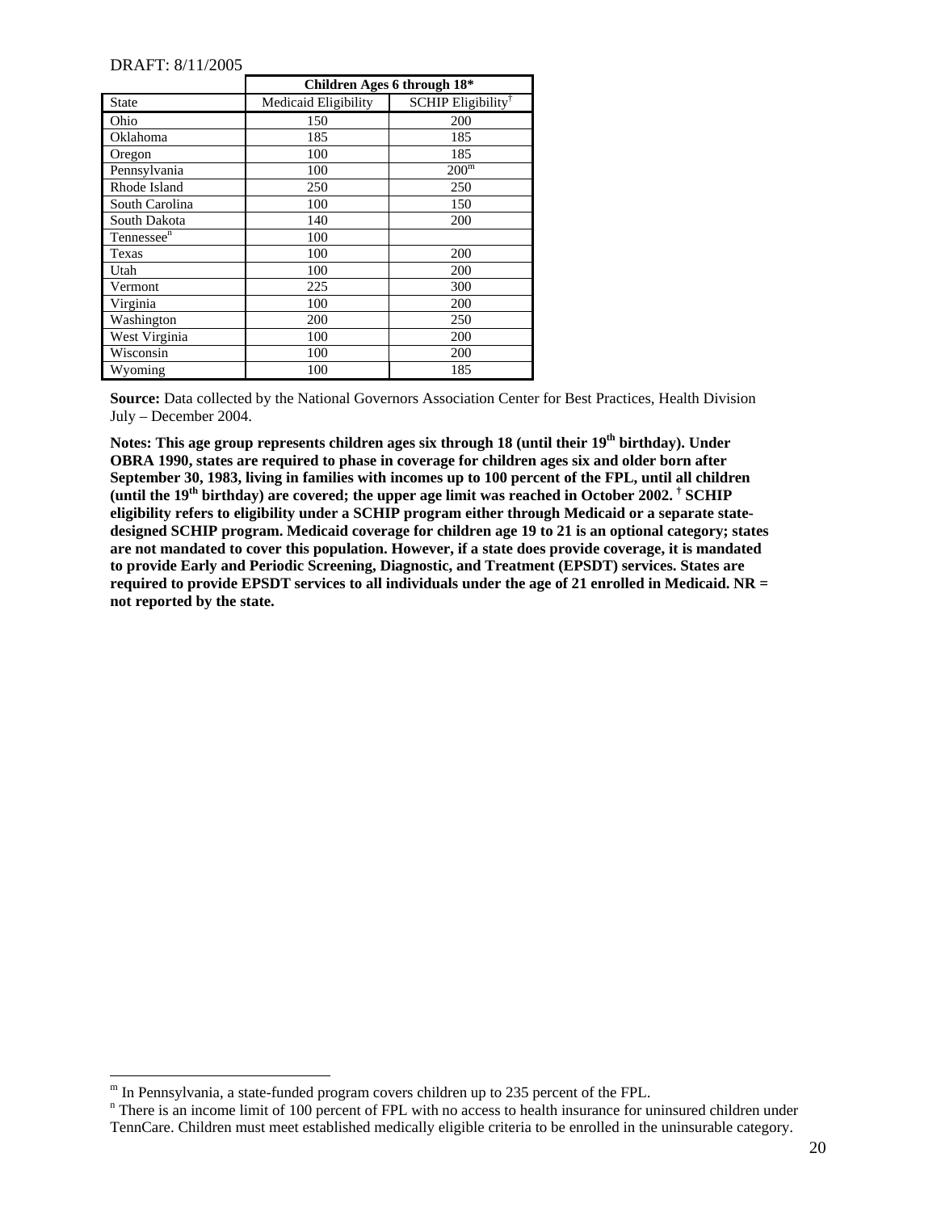DRAFT: 8/11/2005

| | Children Ages 6 through 18* | |
|---|---|---|
| State | Medicaid Eligibility | SCHIP Eligibility[†] |
| Ohio | 150 | 200 |
| Oklahoma | 185 | 185 |
| Oregon | 100 | 185 |
| Pennsylvania | 100 | 200[m] |
| Rhode Island | 250 | 250 |
| South Carolina | 100 | 150 |
| South Dakota | 140 | 200 |
| Tennessee[n] | 100 | |
| Texas | 100 | 200 |
| Utah | 100 | 200 |
| Vermont | 225 | 300 |
| Virginia | 100 | 200 |
| Washington | 200 | 250 |
| West Virginia | 100 | 200 |
| Wisconsin | 100 | 200 |
| Wyoming | 100 | 185 |

**Source:** Data collected by the National Governors Association Center for Best Practices, Health Division July – December 2004.

**Notes: This age group represents children ages six through 18 (until their 19th birthday). Under OBRA 1990, states are required to phase in coverage for children ages six and older born after September 30, 1983, living in families with incomes up to 100 percent of the FPL, until all children (until the 19th birthday) are covered; the upper age limit was reached in October 2002. [†] SCHIP eligibility refers to eligibility under a SCHIP program either through Medicaid or a separate state-designed SCHIP program. Medicaid coverage for children age 19 to 21 is an optional category; states are not mandated to cover this population. However, if a state does provide coverage, it is mandated to provide Early and Periodic Screening, Diagnostic, and Treatment (EPSDT) services. States are required to provide EPSDT services to all individuals under the age of 21 enrolled in Medicaid. NR = not reported by the state.**

---

[m] In Pennsylvania, a state-funded program covers children up to 235 percent of the FPL.

[n] There is an income limit of 100 percent of FPL with no access to health insurance for uninsured children under TennCare. Children must meet established medically eligible criteria to be enrolled in the uninsurable category.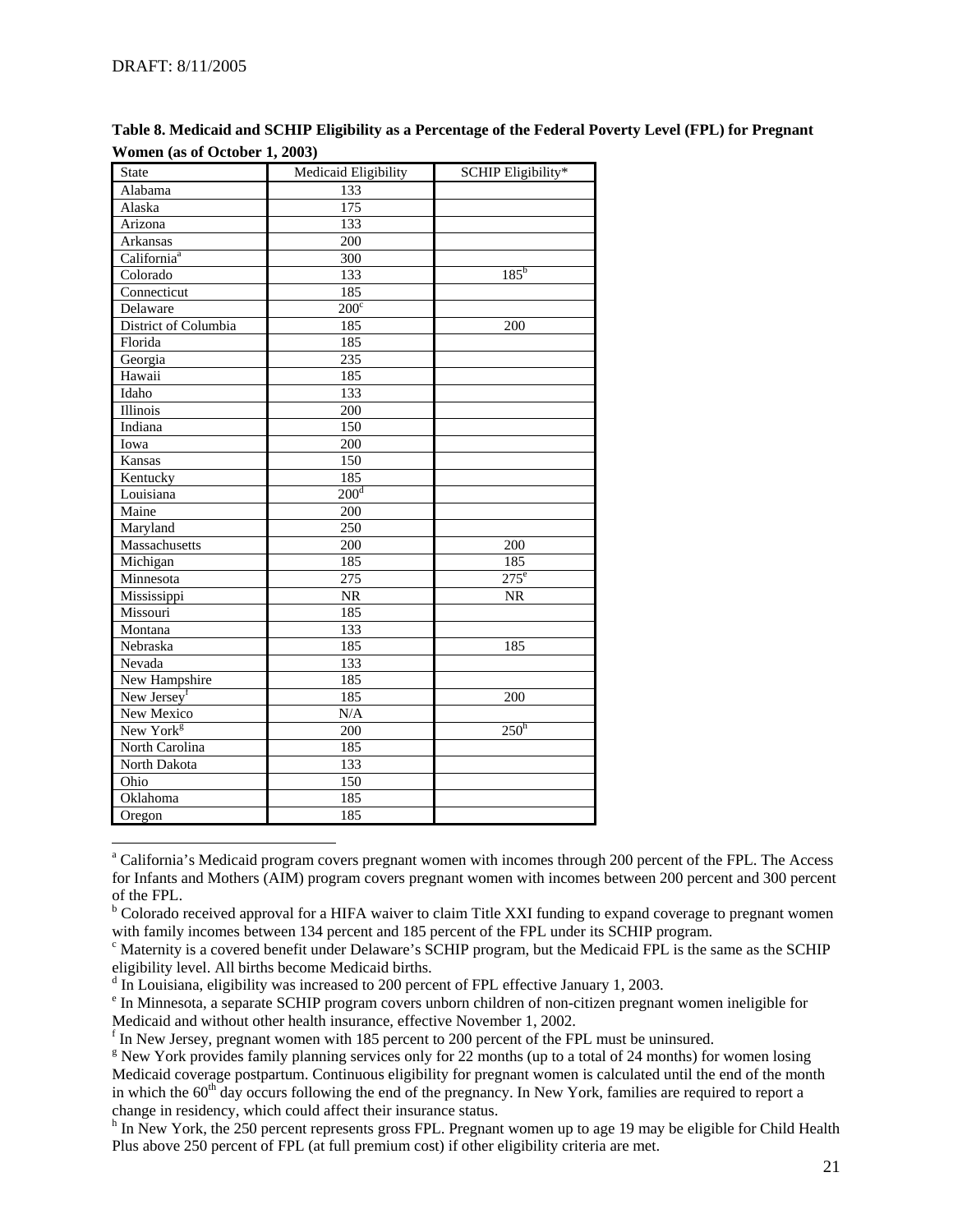DRAFT: 8/11/2005

**Table 8. Medicaid and SCHIP Eligibility as a Percentage of the Federal Poverty Level (FPL) for Pregnant Women (as of October 1, 2003)**

| State | Medicaid Eligibility | SCHIP Eligibility* |
|---|---|---|
| Alabama | 133 | |
| Alaska | 175 | |
| Arizona | 133 | |
| Arkansas | 200 | |
| California[a] | 300 | |
| Colorado | 133 | 185[b] |
| Connecticut | 185 | |
| Delaware | 200[c] | |
| District of Columbia | 185 | 200 |
| Florida | 185 | |
| Georgia | 235 | |
| Hawaii | 185 | |
| Idaho | 133 | |
| Illinois | 200 | |
| Indiana | 150 | |
| Iowa | 200 | |
| Kansas | 150 | |
| Kentucky | 185 | |
| Louisiana | 200[d] | |
| Maine | 200 | |
| Maryland | 250 | |
| Massachusetts | 200 | 200 |
| Michigan | 185 | 185 |
| Minnesota | 275 | 275[e] |
| Mississippi | NR | NR |
| Missouri | 185 | |
| Montana | 133 | |
| Nebraska | 185 | 185 |
| Nevada | 133 | |
| New Hampshire | 185 | |
| New Jersey[f] | 185 | 200 |
| New Mexico | N/A | |
| New York[g] | 200 | 250[h] |
| North Carolina | 185 | |
| North Dakota | 133 | |
| Ohio | 150 | |
| Oklahoma | 185 | |
| Oregon | 185 | |

[a] California's Medicaid program covers pregnant women with incomes through 200 percent of the FPL. The Access for Infants and Mothers (AIM) program covers pregnant women with incomes between 200 percent and 300 percent of the FPL.

[b] Colorado received approval for a HIFA waiver to claim Title XXI funding to expand coverage to pregnant women with family incomes between 134 percent and 185 percent of the FPL under its SCHIP program.

[c] Maternity is a covered benefit under Delaware's SCHIP program, but the Medicaid FPL is the same as the SCHIP eligibility level. All births become Medicaid births.

[d] In Louisiana, eligibility was increased to 200 percent of FPL effective January 1, 2003.

[e] In Minnesota, a separate SCHIP program covers unborn children of non-citizen pregnant women ineligible for Medicaid and without other health insurance, effective November 1, 2002.

[f] In New Jersey, pregnant women with 185 percent to 200 percent of the FPL must be uninsured.

[g] New York provides family planning services only for 22 months (up to a total of 24 months) for women losing Medicaid coverage postpartum. Continuous eligibility for pregnant women is calculated until the end of the month in which the 60th day occurs following the end of the pregnancy. In New York, families are required to report a change in residency, which could affect their insurance status.

[h] In New York, the 250 percent represents gross FPL. Pregnant women up to age 19 may be eligible for Child Health Plus above 250 percent of FPL (at full premium cost) if other eligibility criteria are met.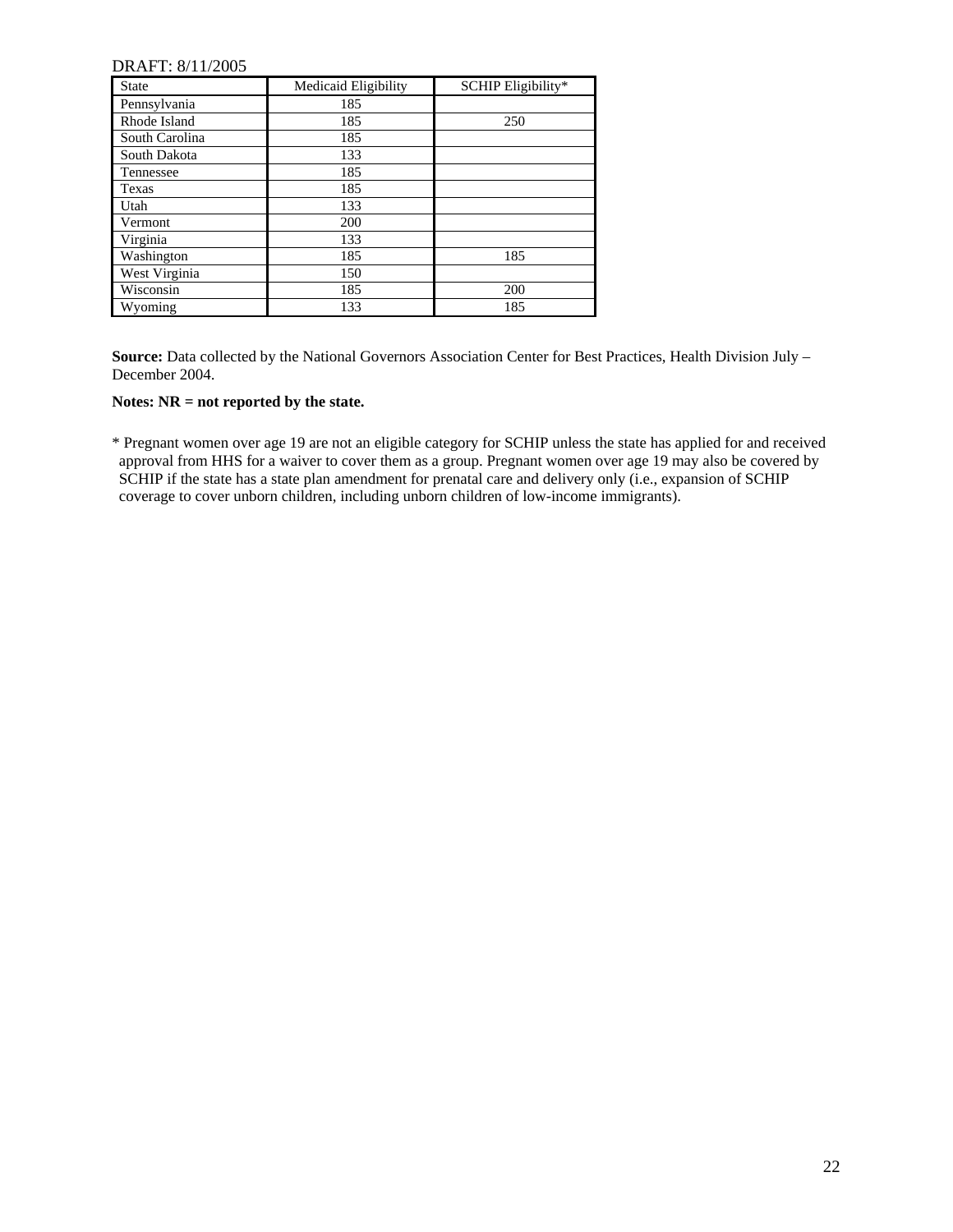DRAFT: 8/11/2005

| State | Medicaid Eligibility | SCHIP Eligibility* |
|---|---|---|
| Pennsylvania | 185 | |
| Rhode Island | 185 | 250 |
| South Carolina | 185 | |
| South Dakota | 133 | |
| Tennessee | 185 | |
| Texas | 185 | |
| Utah | 133 | |
| Vermont | 200 | |
| Virginia | 133 | |
| Washington | 185 | 185 |
| West Virginia | 150 | |
| Wisconsin | 185 | 200 |
| Wyoming | 133 | 185 |

**Source:** Data collected by the National Governors Association Center for Best Practices, Health Division July – December 2004.

**Notes: NR = not reported by the state.**

* Pregnant women over age 19 are not an eligible category for SCHIP unless the state has applied for and received approval from HHS for a waiver to cover them as a group. Pregnant women over age 19 may also be covered by SCHIP if the state has a state plan amendment for prenatal care and delivery only (i.e., expansion of SCHIP coverage to cover unborn children, including unborn children of low-income immigrants).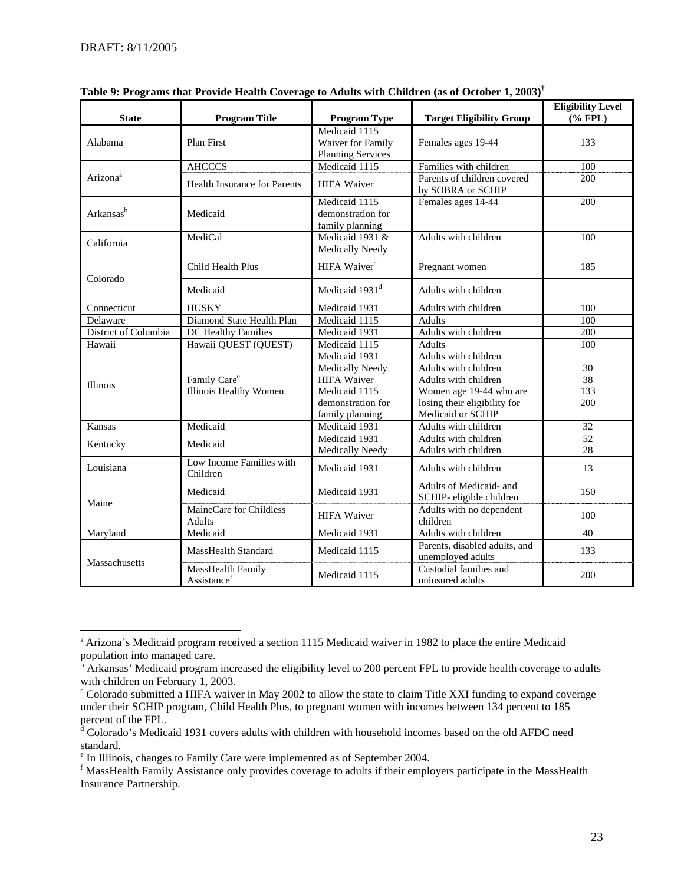DRAFT: 8/11/2005

**Table 9: Programs that Provide Health Coverage to Adults with Children (as of October 1, 2003)[†]**

| State | Program Title | Program Type | Target Eligibility Group | Eligibility Level (% FPL) |
|---|---|---|---|---|
| Alabama | Plan First | Medicaid 1115 Waiver for Family Planning Services | Females ages 19-44 | 133 |
| Arizona[a] | AHCCCS | Medicaid 1115 | Families with children | 100 |
| | Health Insurance for Parents | HIFA Waiver | Parents of children covered by SOBRA or SCHIP | 200 |
| Arkansas[b] | Medicaid | Medicaid 1115 demonstration for family planning | Females ages 14-44 | 200 |
| California | MediCal | Medicaid 1931 & Medically Needy | Adults with children | 100 |
| Colorado | Child Health Plus | HIFA Waiver[c] | Pregnant women | 185 |
| | Medicaid | Medicaid 1931[d] | Adults with children | |
| Connecticut | HUSKY | Medicaid 1931 | Adults with children | 100 |
| Delaware | Diamond State Health Plan | Medicaid 1115 | Adults | 100 |
| District of Columbia | DC Healthy Families | Medicaid 1931 | Adults with children | 200 |
| Hawaii | Hawaii QUEST (QUEST) | Medicaid 1115 | Adults | 100 |
| Illinois | Family Care[e]<br>Illinois Healthy Women | Medicaid 1931<br>Medically Needy<br>HIFA Waiver<br>Medicaid 1115 demonstration for family planning | Adults with children<br>Adults with children<br>Adults with children<br>Women age 19-44 who are losing their eligibility for Medicaid or SCHIP | 30<br>38<br>133<br>200 |
| Kansas | Medicaid | Medicaid 1931 | Adults with children | 32 |
| Kentucky | Medicaid | Medicaid 1931<br>Medically Needy | Adults with children<br>Adults with children | 52<br>28 |
| Louisiana | Low Income Families with Children | Medicaid 1931 | Adults with children | 13 |
| Maine | Medicaid | Medicaid 1931 | Adults of Medicaid- and SCHIP- eligible children | 150 |
| | MaineCare for Childless Adults | HIFA Waiver | Adults with no dependent children | 100 |
| Maryland | Medicaid | Medicaid 1931 | Adults with children | 40 |
| Massachusetts | MassHealth Standard | Medicaid 1115 | Parents, disabled adults, and unemployed adults | 133 |
| | MassHealth Family Assistance[f] | Medicaid 1115 | Custodial families and uninsured adults | 200 |

[a] Arizona's Medicaid program received a section 1115 Medicaid waiver in 1982 to place the entire Medicaid population into managed care.

[b] Arkansas' Medicaid program increased the eligibility level to 200 percent FPL to provide health coverage to adults with children on February 1, 2003.

[c] Colorado submitted a HIFA waiver in May 2002 to allow the state to claim Title XXI funding to expand coverage under their SCHIP program, Child Health Plus, to pregnant women with incomes between 134 percent to 185 percent of the FPL.

[d] Colorado's Medicaid 1931 covers adults with children with household incomes based on the old AFDC need standard.

[e] In Illinois, changes to Family Care were implemented as of September 2004.

[f] MassHealth Family Assistance only provides coverage to adults if their employers participate in the MassHealth Insurance Partnership.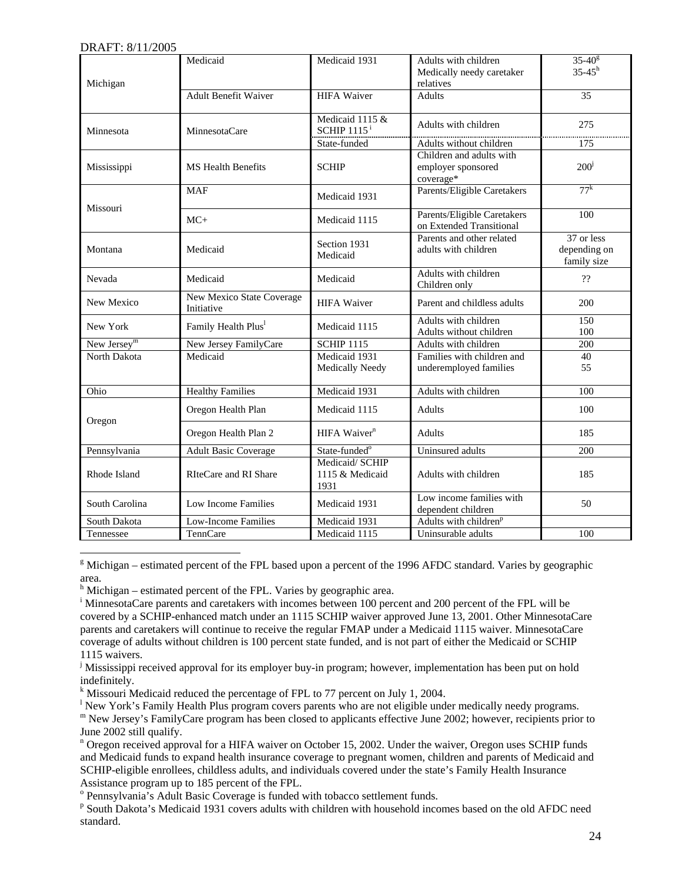DRAFT: 8/11/2005

| | | | | |
|---|---|---|---|---|
| Michigan | Medicaid | Medicaid 1931 | Adults with children<br>Medically needy caretaker relatives | 35-40[g]<br>35-45[h] |
| | Adult Benefit Waiver | HIFA Waiver | Adults | 35 |
| Minnesota | MinnesotaCare | Medicaid 1115 & SCHIP 1115[i] | Adults with children | 275 |
| | | State-funded | Adults without children | 175 |
| Mississippi | MS Health Benefits | SCHIP | Children and adults with employer sponsored coverage* | 200[j] |
| Missouri | MAF | Medicaid 1931 | Parents/Eligible Caretakers | 77[k] |
| | MC+ | Medicaid 1115 | Parents/Eligible Caretakers on Extended Transitional | 100 |
| Montana | Medicaid | Section 1931 Medicaid | Parents and other related adults with children | 37 or less depending on family size |
| Nevada | Medicaid | Medicaid | Adults with children<br>Children only | ?? |
| New Mexico | New Mexico State Coverage Initiative | HIFA Waiver | Parent and childless adults | 200 |
| New York | Family Health Plus[l] | Medicaid 1115 | Adults with children<br>Adults without children | 150<br>100 |
| New Jersey[m] | New Jersey FamilyCare | SCHIP 1115 | Adults with children | 200 |
| North Dakota | Medicaid | Medicaid 1931<br>Medically Needy | Families with children and underemployed families | 40<br>55 |
| Ohio | Healthy Families | Medicaid 1931 | Adults with children | 100 |
| Oregon | Oregon Health Plan | Medicaid 1115 | Adults | 100 |
| | Oregon Health Plan 2 | HIFA Waiver[n] | Adults | 185 |
| Pennsylvania | Adult Basic Coverage | State-funded[o] | Uninsured adults | 200 |
| Rhode Island | RIteCare and RI Share | Medicaid/ SCHIP 1115 & Medicaid 1931 | Adults with children | 185 |
| South Carolina | Low Income Families | Medicaid 1931 | Low income families with dependent children | 50 |
| South Dakota | Low-Income Families | Medicaid 1931 | Adults with children[p] | |
| Tennessee | TennCare | Medicaid 1115 | Uninsurable adults | 100 |

[g] Michigan – estimated percent of the FPL based upon a percent of the 1996 AFDC standard. Varies by geographic area.

[h] Michigan – estimated percent of the FPL. Varies by geographic area.

[i] MinnesotaCare parents and caretakers with incomes between 100 percent and 200 percent of the FPL will be covered by a SCHIP-enhanced match under an 1115 SCHIP waiver approved June 13, 2001. Other MinnesotaCare parents and caretakers will continue to receive the regular FMAP under a Medicaid 1115 waiver. MinnesotaCare coverage of adults without children is 100 percent state funded, and is not part of either the Medicaid or SCHIP 1115 waivers.

[j] Mississippi received approval for its employer buy-in program; however, implementation has been put on hold indefinitely.

[k] Missouri Medicaid reduced the percentage of FPL to 77 percent on July 1, 2004.

[l] New York's Family Health Plus program covers parents who are not eligible under medically needy programs.

[m] New Jersey's FamilyCare program has been closed to applicants effective June 2002; however, recipients prior to June 2002 still qualify.

[n] Oregon received approval for a HIFA waiver on October 15, 2002. Under the waiver, Oregon uses SCHIP funds and Medicaid funds to expand health insurance coverage to pregnant women, children and parents of Medicaid and SCHIP-eligible enrollees, childless adults, and individuals covered under the state's Family Health Insurance Assistance program up to 185 percent of the FPL.

[o] Pennsylvania's Adult Basic Coverage is funded with tobacco settlement funds.

[p] South Dakota's Medicaid 1931 covers adults with children with household incomes based on the old AFDC need standard.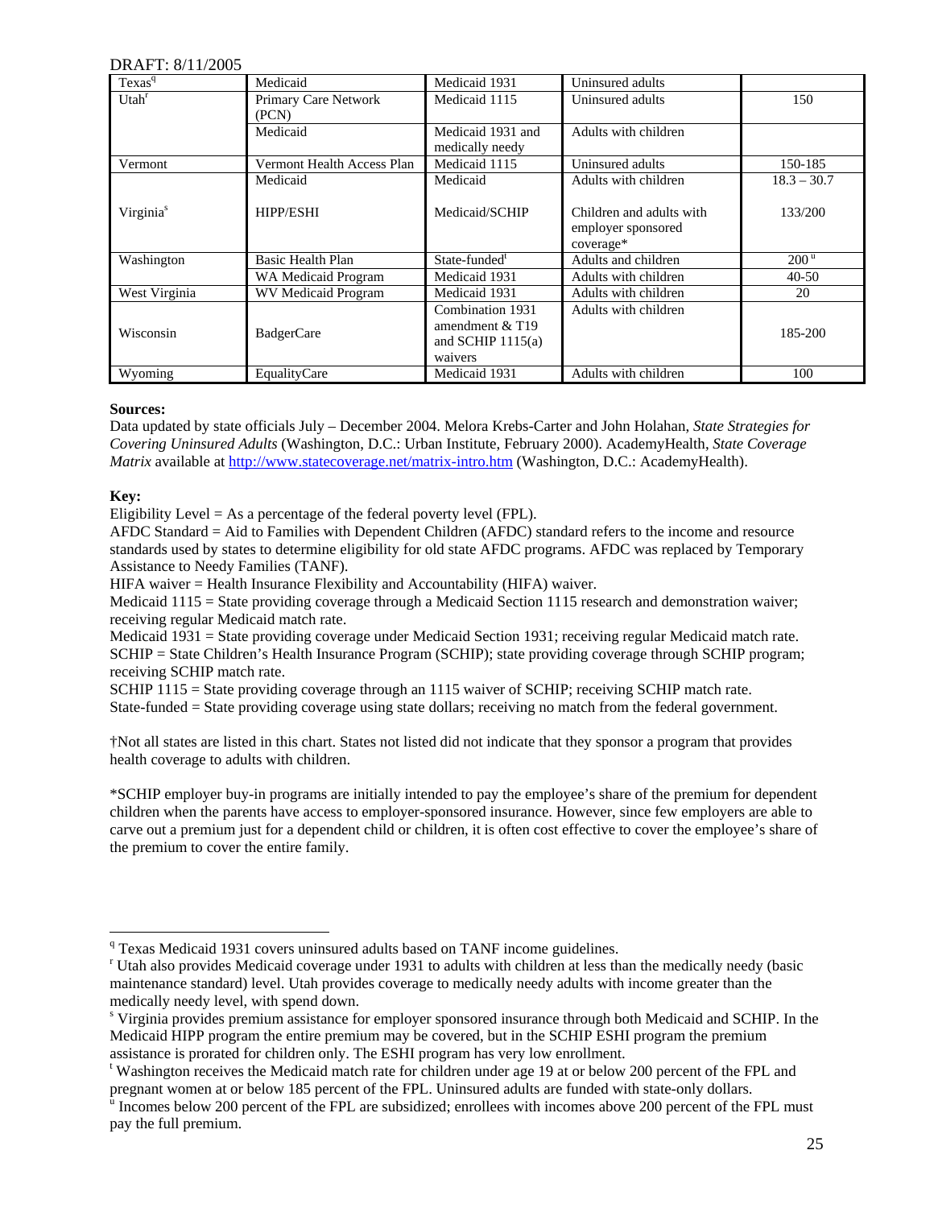DRAFT: 8/11/2005

| Texas[q] | Medicaid | Medicaid 1931 | Uninsured adults | |
|---|---|---|---|---|
| Utah[r] | Primary Care Network (PCN) | Medicaid 1115 | Uninsured adults | 150 |
| | Medicaid | Medicaid 1931 and medically needy | Adults with children | |
| Vermont | Vermont Health Access Plan | Medicaid 1115 | Uninsured adults | 150-185 |
| Virginia[s] | Medicaid | Medicaid | Adults with children | 18.3 – 30.7 |
| | HIPP/ESHI | Medicaid/SCHIP | Children and adults with employer sponsored coverage* | 133/200 |
| Washington | Basic Health Plan | State-funded[t] | Adults and children | 200[u] |
| | WA Medicaid Program | Medicaid 1931 | Adults with children | 40-50 |
| West Virginia | WV Medicaid Program | Medicaid 1931 | Adults with children | 20 |
| Wisconsin | BadgerCare | Combination 1931 amendment & T19 and SCHIP 1115(a) waivers | Adults with children | 185-200 |
| Wyoming | EqualityCare | Medicaid 1931 | Adults with children | 100 |

**Sources:**
Data updated by state officials July – December 2004. Melora Krebs-Carter and John Holahan, *State Strategies for Covering Uninsured Adults* (Washington, D.C.: Urban Institute, February 2000). AcademyHealth, *State Coverage Matrix* available at http://www.statecoverage.net/matrix-intro.htm (Washington, D.C.: AcademyHealth).

**Key:**
Eligibility Level = As a percentage of the federal poverty level (FPL).
AFDC Standard = Aid to Families with Dependent Children (AFDC) standard refers to the income and resource standards used by states to determine eligibility for old state AFDC programs. AFDC was replaced by Temporary Assistance to Needy Families (TANF).
HIFA waiver = Health Insurance Flexibility and Accountability (HIFA) waiver.
Medicaid 1115 = State providing coverage through a Medicaid Section 1115 research and demonstration waiver; receiving regular Medicaid match rate.
Medicaid 1931 = State providing coverage under Medicaid Section 1931; receiving regular Medicaid match rate.
SCHIP = State Children's Health Insurance Program (SCHIP); state providing coverage through SCHIP program; receiving SCHIP match rate.
SCHIP 1115 = State providing coverage through an 1115 waiver of SCHIP; receiving SCHIP match rate.
State-funded = State providing coverage using state dollars; receiving no match from the federal government.

†Not all states are listed in this chart. States not listed did not indicate that they sponsor a program that provides health coverage to adults with children.

*SCHIP employer buy-in programs are initially intended to pay the employee's share of the premium for dependent children when the parents have access to employer-sponsored insurance. However, since few employers are able to carve out a premium just for a dependent child or children, it is often cost effective to cover the employee's share of the premium to cover the entire family.

---

[q] Texas Medicaid 1931 covers uninsured adults based on TANF income guidelines.
[r] Utah also provides Medicaid coverage under 1931 to adults with children at less than the medically needy (basic maintenance standard) level. Utah provides coverage to medically needy adults with income greater than the medically needy level, with spend down.
[s] Virginia provides premium assistance for employer sponsored insurance through both Medicaid and SCHIP. In the Medicaid HIPP program the entire premium may be covered, but in the SCHIP ESHI program the premium assistance is prorated for children only. The ESHI program has very low enrollment.
[t] Washington receives the Medicaid match rate for children under age 19 at or below 200 percent of the FPL and pregnant women at or below 185 percent of the FPL. Uninsured adults are funded with state-only dollars.
[u] Incomes below 200 percent of the FPL are subsidized; enrollees with incomes above 200 percent of the FPL must pay the full premium.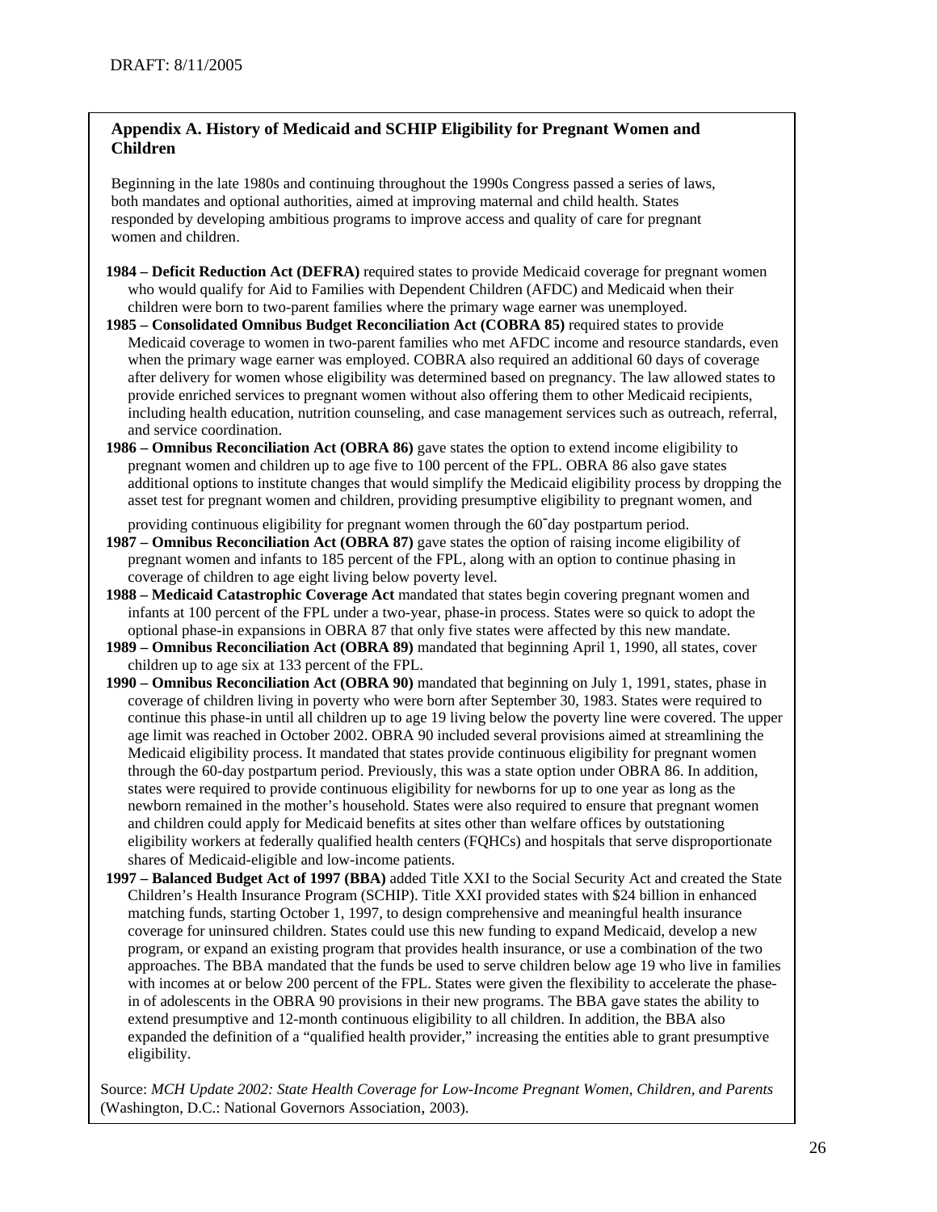DRAFT: 8/11/2005

## Appendix A. History of Medicaid and SCHIP Eligibility for Pregnant Women and Children

Beginning in the late 1980s and continuing throughout the 1990s Congress passed a series of laws, both mandates and optional authorities, aimed at improving maternal and child health. States responded by developing ambitious programs to improve access and quality of care for pregnant women and children.

**1984 – Deficit Reduction Act (DEFRA)** required states to provide Medicaid coverage for pregnant women who would qualify for Aid to Families with Dependent Children (AFDC) and Medicaid when their children were born to two-parent families where the primary wage earner was unemployed.

**1985 – Consolidated Omnibus Budget Reconciliation Act (COBRA 85)** required states to provide Medicaid coverage to women in two-parent families who met AFDC income and resource standards, even when the primary wage earner was employed. COBRA also required an additional 60 days of coverage after delivery for women whose eligibility was determined based on pregnancy. The law allowed states to provide enriched services to pregnant women without also offering them to other Medicaid recipients, including health education, nutrition counseling, and case management services such as outreach, referral, and service coordination.

**1986 – Omnibus Reconciliation Act (OBRA 86)** gave states the option to extend income eligibility to pregnant women and children up to age five to 100 percent of the FPL. OBRA 86 also gave states additional options to institute changes that would simplify the Medicaid eligibility process by dropping the asset test for pregnant women and children, providing presumptive eligibility to pregnant women, and providing continuous eligibility for pregnant women through the 60-day postpartum period.

**1987 – Omnibus Reconciliation Act (OBRA 87)** gave states the option of raising income eligibility of pregnant women and infants to 185 percent of the FPL, along with an option to continue phasing in coverage of children to age eight living below poverty level.

**1988 – Medicaid Catastrophic Coverage Act** mandated that states begin covering pregnant women and infants at 100 percent of the FPL under a two-year, phase-in process. States were so quick to adopt the optional phase-in expansions in OBRA 87 that only five states were affected by this new mandate.

**1989 – Omnibus Reconciliation Act (OBRA 89)** mandated that beginning April 1, 1990, all states, cover children up to age six at 133 percent of the FPL.

**1990 – Omnibus Reconciliation Act (OBRA 90)** mandated that beginning on July 1, 1991, states, phase in coverage of children living in poverty who were born after September 30, 1983. States were required to continue this phase-in until all children up to age 19 living below the poverty line were covered. The upper age limit was reached in October 2002. OBRA 90 included several provisions aimed at streamlining the Medicaid eligibility process. It mandated that states provide continuous eligibility for pregnant women through the 60-day postpartum period. Previously, this was a state option under OBRA 86. In addition, states were required to provide continuous eligibility for newborns for up to one year as long as the newborn remained in the mother's household. States were also required to ensure that pregnant women and children could apply for Medicaid benefits at sites other than welfare offices by outstationing eligibility workers at federally qualified health centers (FQHCs) and hospitals that serve disproportionate shares of Medicaid-eligible and low-income patients.

**1997 – Balanced Budget Act of 1997 (BBA)** added Title XXI to the Social Security Act and created the State Children's Health Insurance Program (SCHIP). Title XXI provided states with $24 billion in enhanced matching funds, starting October 1, 1997, to design comprehensive and meaningful health insurance coverage for uninsured children. States could use this new funding to expand Medicaid, develop a new program, or expand an existing program that provides health insurance, or use a combination of the two approaches. The BBA mandated that the funds be used to serve children below age 19 who live in families with incomes at or below 200 percent of the FPL. States were given the flexibility to accelerate the phase-in of adolescents in the OBRA 90 provisions in their new programs. The BBA gave states the ability to extend presumptive and 12-month continuous eligibility to all children. In addition, the BBA also expanded the definition of a "qualified health provider," increasing the entities able to grant presumptive eligibility.

Source: *MCH Update 2002: State Health Coverage for Low-Income Pregnant Women, Children, and Parents* (Washington, D.C.: National Governors Association, 2003).